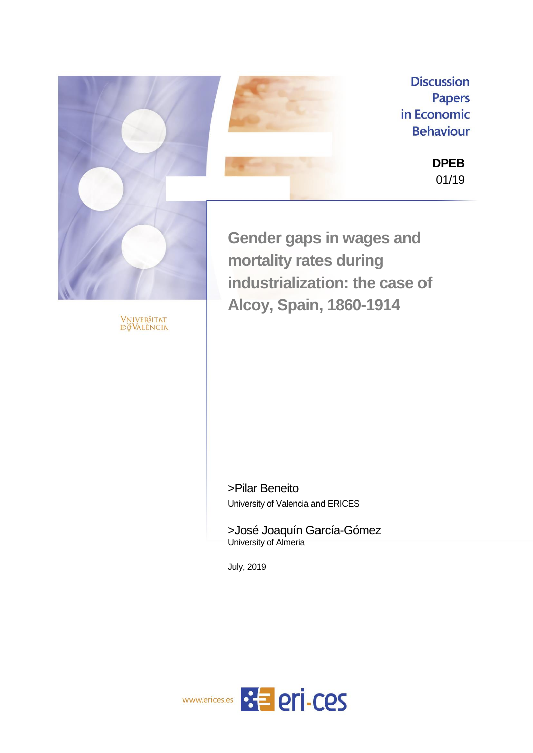Discussion Papers in Economic Behaviour

**DPEB**
01/19

VNIVERSITAT DE VALÈNCIA

# Gender gaps in wages and mortality rates during industrialization: the case of Alcoy, Spain, 1860-1914

>Pilar Beneito
University of Valencia and ERICES

>José Joaquín García-Gómez
University of Almeria

July, 2019

www.erices.es eri-ces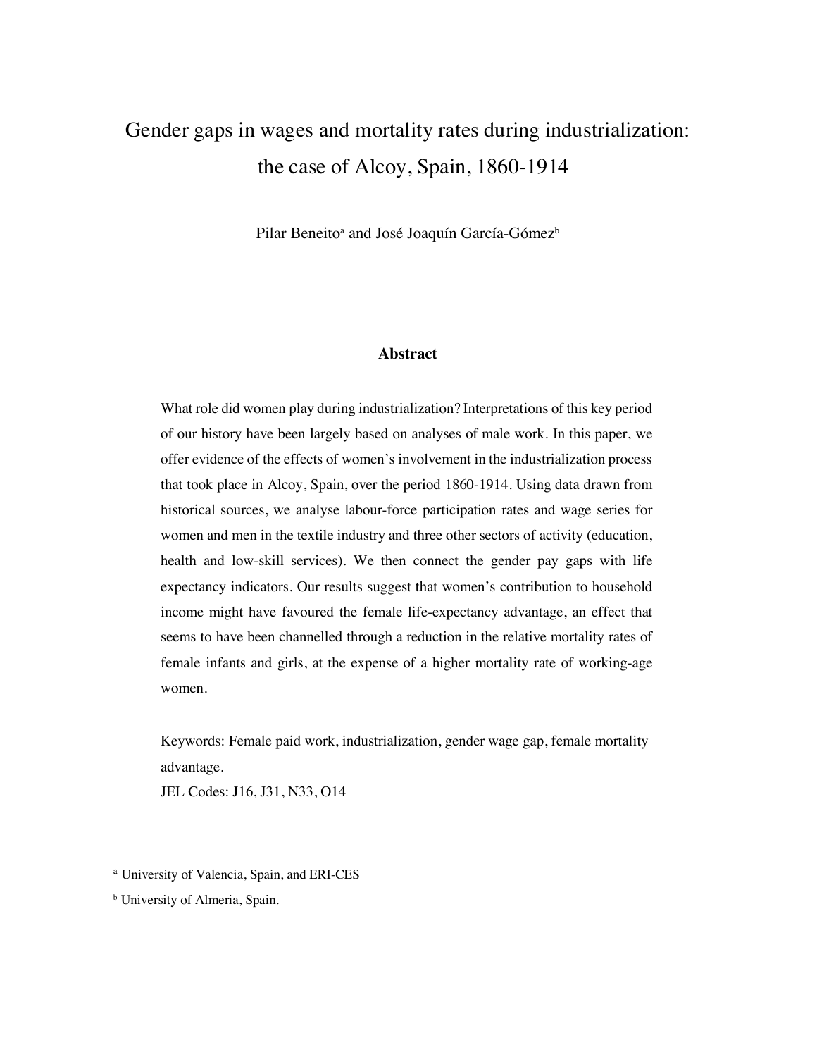# Gender gaps in wages and mortality rates during industrialization: the case of Alcoy, Spain, 1860-1914

Pilar Beneito[a] and José Joaquín García-Gómez[b]

## Abstract

What role did women play during industrialization? Interpretations of this key period of our history have been largely based on analyses of male work. In this paper, we offer evidence of the effects of women's involvement in the industrialization process that took place in Alcoy, Spain, over the period 1860-1914. Using data drawn from historical sources, we analyse labour-force participation rates and wage series for women and men in the textile industry and three other sectors of activity (education, health and low-skill services). We then connect the gender pay gaps with life expectancy indicators. Our results suggest that women's contribution to household income might have favoured the female life-expectancy advantage, an effect that seems to have been channelled through a reduction in the relative mortality rates of female infants and girls, at the expense of a higher mortality rate of working-age women.

Keywords: Female paid work, industrialization, gender wage gap, female mortality advantage.

JEL Codes: J16, J31, N33, O14

[a] University of Valencia, Spain, and ERI-CES

[b] University of Almeria, Spain.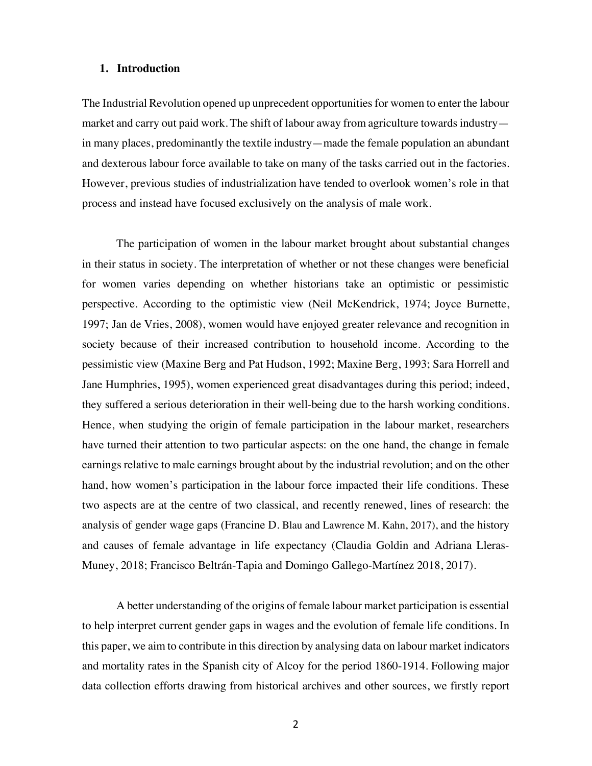## 1. Introduction

The Industrial Revolution opened up unprecedent opportunities for women to enter the labour market and carry out paid work. The shift of labour away from agriculture towards industry—in many places, predominantly the textile industry—made the female population an abundant and dexterous labour force available to take on many of the tasks carried out in the factories. However, previous studies of industrialization have tended to overlook women's role in that process and instead have focused exclusively on the analysis of male work.

The participation of women in the labour market brought about substantial changes in their status in society. The interpretation of whether or not these changes were beneficial for women varies depending on whether historians take an optimistic or pessimistic perspective. According to the optimistic view (Neil McKendrick, 1974; Joyce Burnette, 1997; Jan de Vries, 2008), women would have enjoyed greater relevance and recognition in society because of their increased contribution to household income. According to the pessimistic view (Maxine Berg and Pat Hudson, 1992; Maxine Berg, 1993; Sara Horrell and Jane Humphries, 1995), women experienced great disadvantages during this period; indeed, they suffered a serious deterioration in their well-being due to the harsh working conditions. Hence, when studying the origin of female participation in the labour market, researchers have turned their attention to two particular aspects: on the one hand, the change in female earnings relative to male earnings brought about by the industrial revolution; and on the other hand, how women's participation in the labour force impacted their life conditions. These two aspects are at the centre of two classical, and recently renewed, lines of research: the analysis of gender wage gaps (Francine D. Blau and Lawrence M. Kahn, 2017), and the history and causes of female advantage in life expectancy (Claudia Goldin and Adriana Lleras-Muney, 2018; Francisco Beltrán-Tapia and Domingo Gallego-Martínez 2018, 2017).

A better understanding of the origins of female labour market participation is essential to help interpret current gender gaps in wages and the evolution of female life conditions. In this paper, we aim to contribute in this direction by analysing data on labour market indicators and mortality rates in the Spanish city of Alcoy for the period 1860-1914. Following major data collection efforts drawing from historical archives and other sources, we firstly report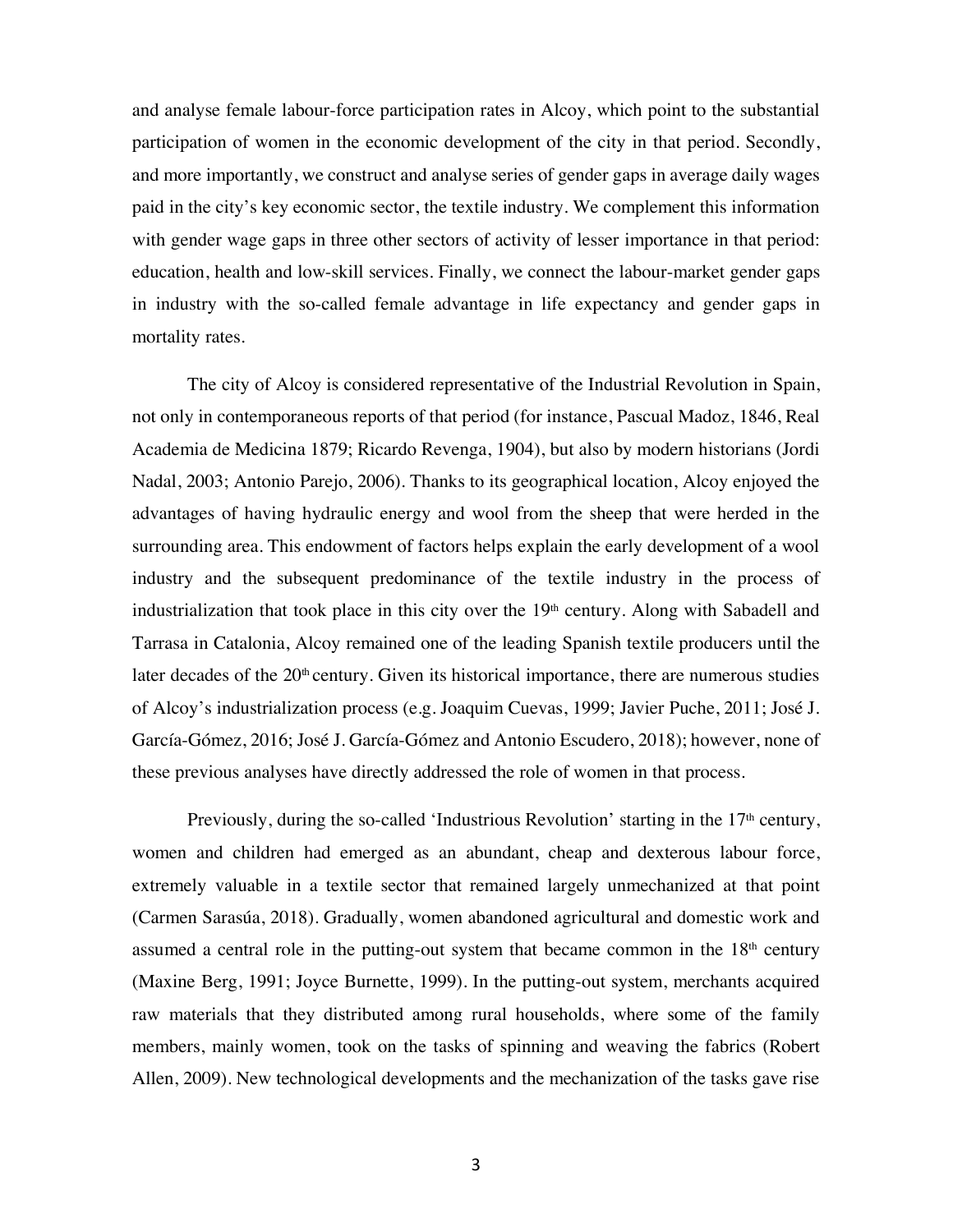and analyse female labour-force participation rates in Alcoy, which point to the substantial participation of women in the economic development of the city in that period. Secondly, and more importantly, we construct and analyse series of gender gaps in average daily wages paid in the city's key economic sector, the textile industry. We complement this information with gender wage gaps in three other sectors of activity of lesser importance in that period: education, health and low-skill services. Finally, we connect the labour-market gender gaps in industry with the so-called female advantage in life expectancy and gender gaps in mortality rates.

The city of Alcoy is considered representative of the Industrial Revolution in Spain, not only in contemporaneous reports of that period (for instance, Pascual Madoz, 1846, Real Academia de Medicina 1879; Ricardo Revenga, 1904), but also by modern historians (Jordi Nadal, 2003; Antonio Parejo, 2006). Thanks to its geographical location, Alcoy enjoyed the advantages of having hydraulic energy and wool from the sheep that were herded in the surrounding area. This endowment of factors helps explain the early development of a wool industry and the subsequent predominance of the textile industry in the process of industrialization that took place in this city over the 19th century. Along with Sabadell and Tarrasa in Catalonia, Alcoy remained one of the leading Spanish textile producers until the later decades of the 20th century. Given its historical importance, there are numerous studies of Alcoy's industrialization process (e.g. Joaquim Cuevas, 1999; Javier Puche, 2011; José J. García-Gómez, 2016; José J. García-Gómez and Antonio Escudero, 2018); however, none of these previous analyses have directly addressed the role of women in that process.

Previously, during the so-called 'Industrious Revolution' starting in the 17th century, women and children had emerged as an abundant, cheap and dexterous labour force, extremely valuable in a textile sector that remained largely unmechanized at that point (Carmen Sarasúa, 2018). Gradually, women abandoned agricultural and domestic work and assumed a central role in the putting-out system that became common in the 18th century (Maxine Berg, 1991; Joyce Burnette, 1999). In the putting-out system, merchants acquired raw materials that they distributed among rural households, where some of the family members, mainly women, took on the tasks of spinning and weaving the fabrics (Robert Allen, 2009). New technological developments and the mechanization of the tasks gave rise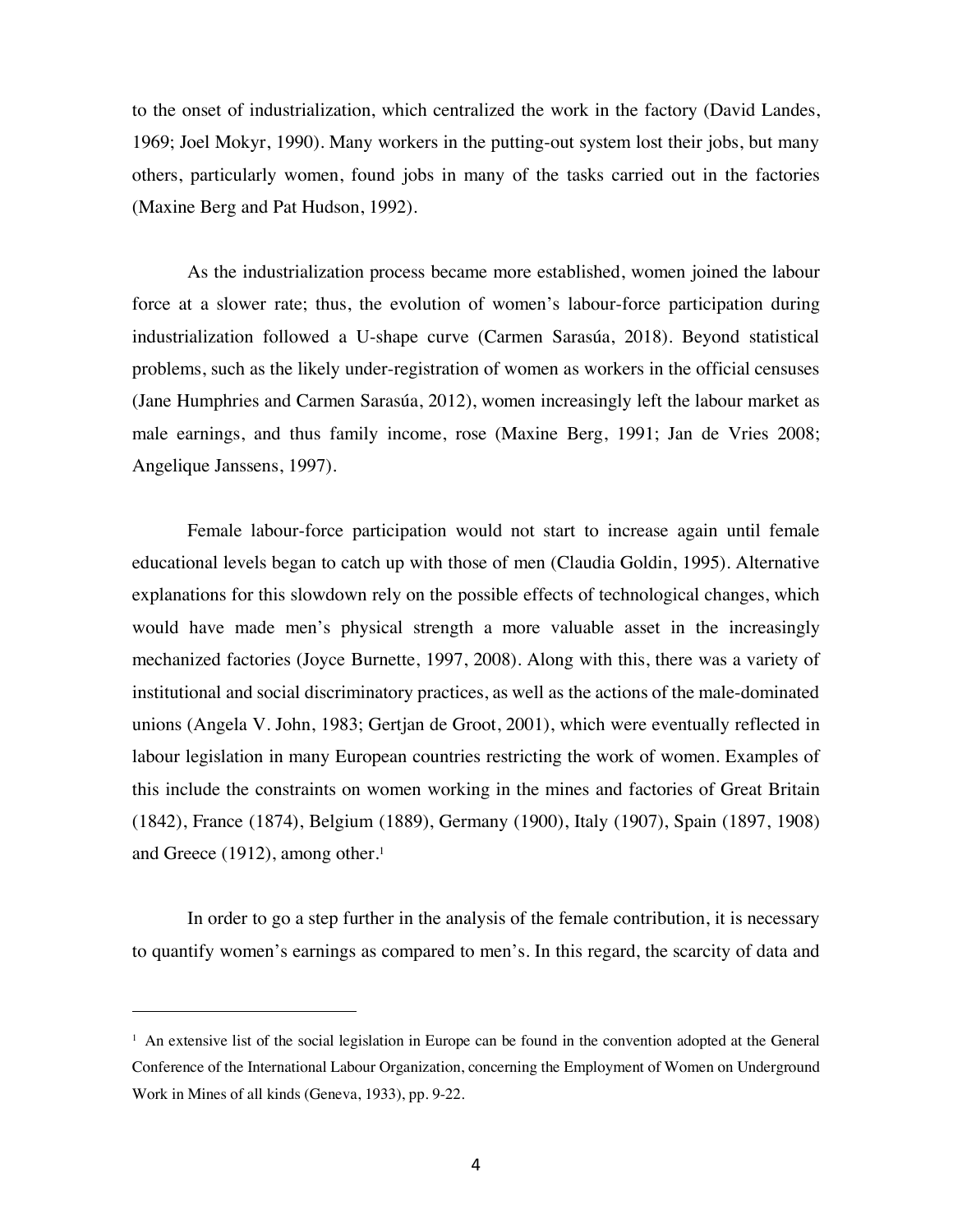to the onset of industrialization, which centralized the work in the factory (David Landes, 1969; Joel Mokyr, 1990). Many workers in the putting-out system lost their jobs, but many others, particularly women, found jobs in many of the tasks carried out in the factories (Maxine Berg and Pat Hudson, 1992).

As the industrialization process became more established, women joined the labour force at a slower rate; thus, the evolution of women's labour-force participation during industrialization followed a U-shape curve (Carmen Sarasúa, 2018). Beyond statistical problems, such as the likely under-registration of women as workers in the official censuses (Jane Humphries and Carmen Sarasúa, 2012), women increasingly left the labour market as male earnings, and thus family income, rose (Maxine Berg, 1991; Jan de Vries 2008; Angelique Janssens, 1997).

Female labour-force participation would not start to increase again until female educational levels began to catch up with those of men (Claudia Goldin, 1995). Alternative explanations for this slowdown rely on the possible effects of technological changes, which would have made men's physical strength a more valuable asset in the increasingly mechanized factories (Joyce Burnette, 1997, 2008). Along with this, there was a variety of institutional and social discriminatory practices, as well as the actions of the male-dominated unions (Angela V. John, 1983; Gertjan de Groot, 2001), which were eventually reflected in labour legislation in many European countries restricting the work of women. Examples of this include the constraints on women working in the mines and factories of Great Britain (1842), France (1874), Belgium (1889), Germany (1900), Italy (1907), Spain (1897, 1908) and Greece (1912), among other.[1]

In order to go a step further in the analysis of the female contribution, it is necessary to quantify women's earnings as compared to men's. In this regard, the scarcity of data and

[1] An extensive list of the social legislation in Europe can be found in the convention adopted at the General Conference of the International Labour Organization, concerning the Employment of Women on Underground Work in Mines of all kinds (Geneva, 1933), pp. 9-22.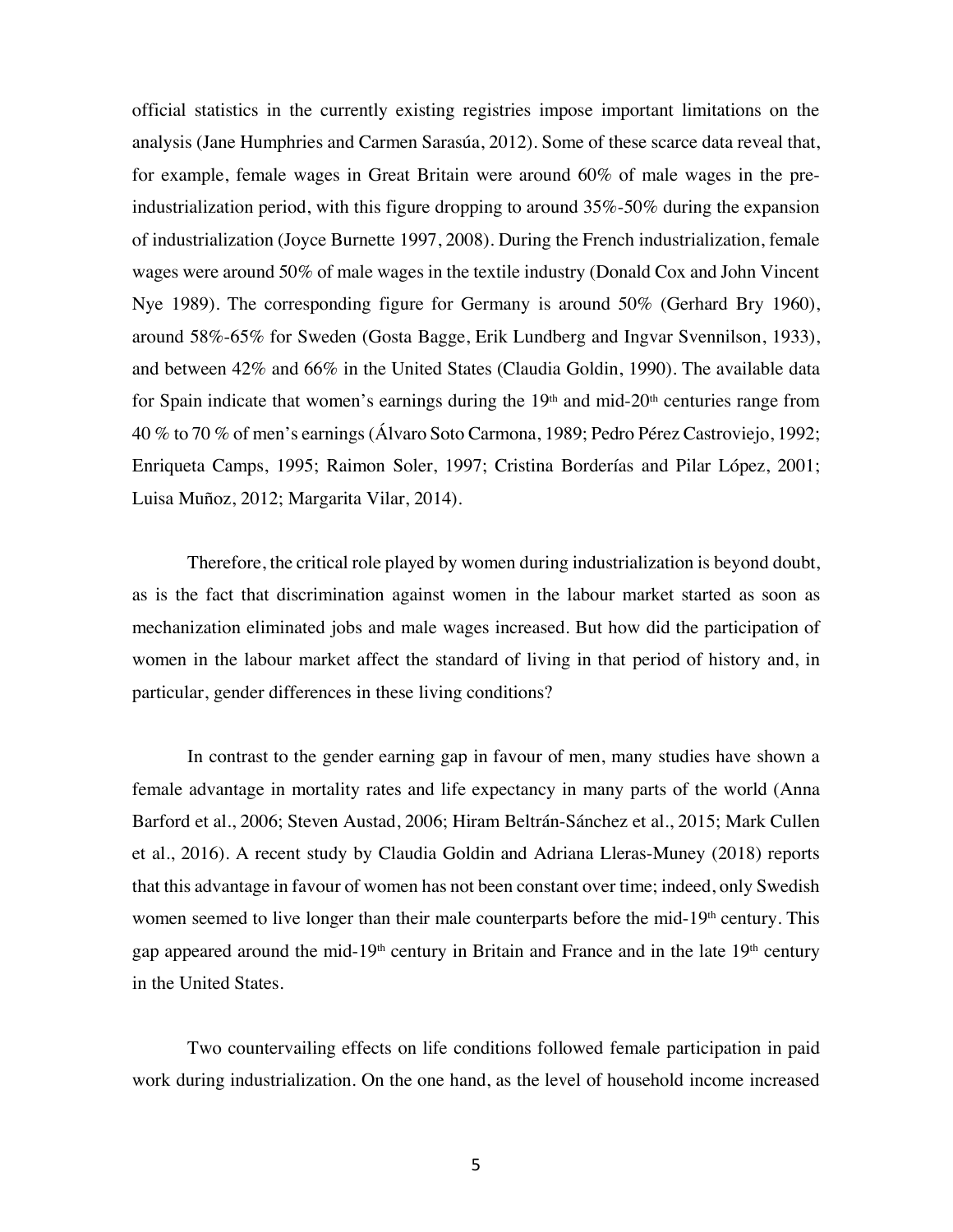official statistics in the currently existing registries impose important limitations on the analysis (Jane Humphries and Carmen Sarasúa, 2012). Some of these scarce data reveal that, for example, female wages in Great Britain were around 60% of male wages in the pre-industrialization period, with this figure dropping to around 35%-50% during the expansion of industrialization (Joyce Burnette 1997, 2008). During the French industrialization, female wages were around 50% of male wages in the textile industry (Donald Cox and John Vincent Nye 1989). The corresponding figure for Germany is around 50% (Gerhard Bry 1960), around 58%-65% for Sweden (Gosta Bagge, Erik Lundberg and Ingvar Svennilson, 1933), and between 42% and 66% in the United States (Claudia Goldin, 1990). The available data for Spain indicate that women's earnings during the 19th and mid-20th centuries range from 40 % to 70 % of men's earnings (Álvaro Soto Carmona, 1989; Pedro Pérez Castroviejo, 1992; Enriqueta Camps, 1995; Raimon Soler, 1997; Cristina Borderías and Pilar López, 2001; Luisa Muñoz, 2012; Margarita Vilar, 2014).

Therefore, the critical role played by women during industrialization is beyond doubt, as is the fact that discrimination against women in the labour market started as soon as mechanization eliminated jobs and male wages increased. But how did the participation of women in the labour market affect the standard of living in that period of history and, in particular, gender differences in these living conditions?

In contrast to the gender earning gap in favour of men, many studies have shown a female advantage in mortality rates and life expectancy in many parts of the world (Anna Barford et al., 2006; Steven Austad, 2006; Hiram Beltrán-Sánchez et al., 2015; Mark Cullen et al., 2016). A recent study by Claudia Goldin and Adriana Lleras-Muney (2018) reports that this advantage in favour of women has not been constant over time; indeed, only Swedish women seemed to live longer than their male counterparts before the mid-19th century. This gap appeared around the mid-19th century in Britain and France and in the late 19th century in the United States.

Two countervailing effects on life conditions followed female participation in paid work during industrialization. On the one hand, as the level of household income increased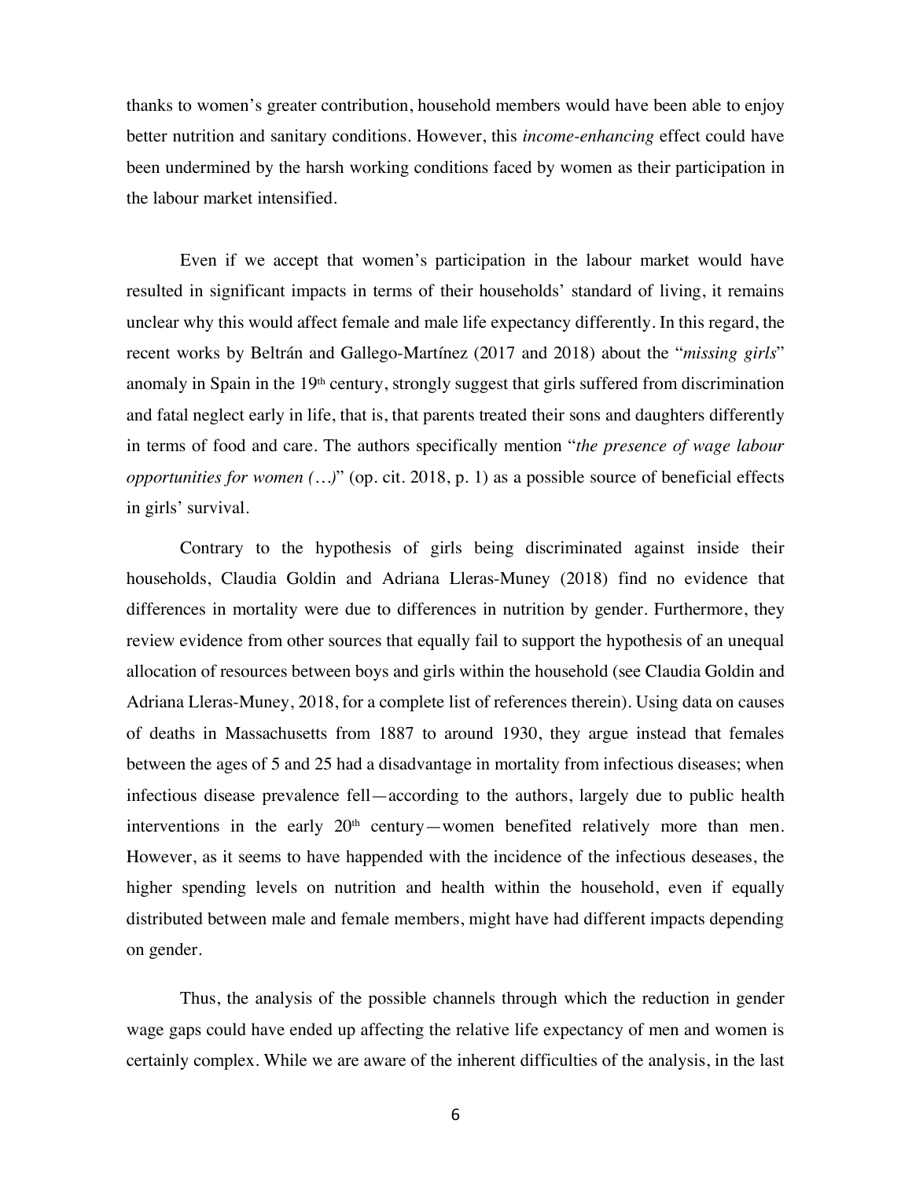thanks to women's greater contribution, household members would have been able to enjoy better nutrition and sanitary conditions. However, this *income-enhancing* effect could have been undermined by the harsh working conditions faced by women as their participation in the labour market intensified.

Even if we accept that women's participation in the labour market would have resulted in significant impacts in terms of their households' standard of living, it remains unclear why this would affect female and male life expectancy differently. In this regard, the recent works by Beltrán and Gallego-Martínez (2017 and 2018) about the "*missing girls*" anomaly in Spain in the 19th century, strongly suggest that girls suffered from discrimination and fatal neglect early in life, that is, that parents treated their sons and daughters differently in terms of food and care. The authors specifically mention "*the presence of wage labour opportunities for women (…)*" (op. cit. 2018, p. 1) as a possible source of beneficial effects in girls' survival.

Contrary to the hypothesis of girls being discriminated against inside their households, Claudia Goldin and Adriana Lleras-Muney (2018) find no evidence that differences in mortality were due to differences in nutrition by gender. Furthermore, they review evidence from other sources that equally fail to support the hypothesis of an unequal allocation of resources between boys and girls within the household (see Claudia Goldin and Adriana Lleras-Muney, 2018, for a complete list of references therein). Using data on causes of deaths in Massachusetts from 1887 to around 1930, they argue instead that females between the ages of 5 and 25 had a disadvantage in mortality from infectious diseases; when infectious disease prevalence fell—according to the authors, largely due to public health interventions in the early 20th century—women benefited relatively more than men. However, as it seems to have happended with the incidence of the infectious deseases, the higher spending levels on nutrition and health within the household, even if equally distributed between male and female members, might have had different impacts depending on gender.

Thus, the analysis of the possible channels through which the reduction in gender wage gaps could have ended up affecting the relative life expectancy of men and women is certainly complex. While we are aware of the inherent difficulties of the analysis, in the last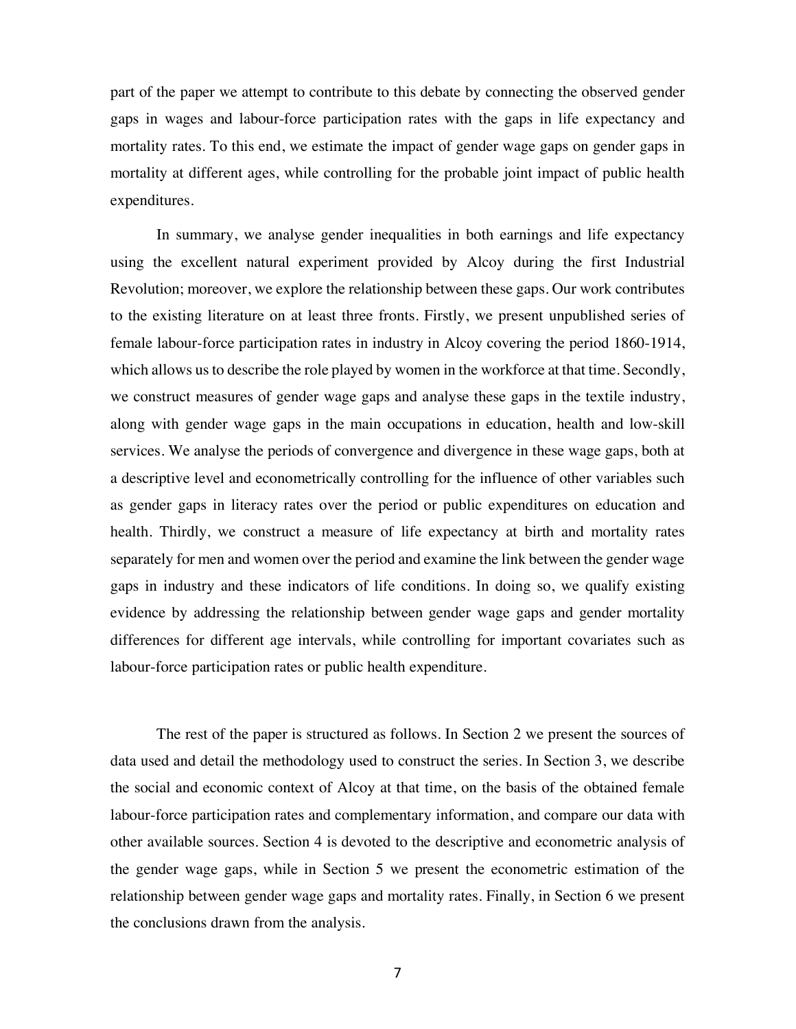part of the paper we attempt to contribute to this debate by connecting the observed gender gaps in wages and labour-force participation rates with the gaps in life expectancy and mortality rates. To this end, we estimate the impact of gender wage gaps on gender gaps in mortality at different ages, while controlling for the probable joint impact of public health expenditures.

In summary, we analyse gender inequalities in both earnings and life expectancy using the excellent natural experiment provided by Alcoy during the first Industrial Revolution; moreover, we explore the relationship between these gaps. Our work contributes to the existing literature on at least three fronts. Firstly, we present unpublished series of female labour-force participation rates in industry in Alcoy covering the period 1860-1914, which allows us to describe the role played by women in the workforce at that time. Secondly, we construct measures of gender wage gaps and analyse these gaps in the textile industry, along with gender wage gaps in the main occupations in education, health and low-skill services. We analyse the periods of convergence and divergence in these wage gaps, both at a descriptive level and econometrically controlling for the influence of other variables such as gender gaps in literacy rates over the period or public expenditures on education and health. Thirdly, we construct a measure of life expectancy at birth and mortality rates separately for men and women over the period and examine the link between the gender wage gaps in industry and these indicators of life conditions. In doing so, we qualify existing evidence by addressing the relationship between gender wage gaps and gender mortality differences for different age intervals, while controlling for important covariates such as labour-force participation rates or public health expenditure.

The rest of the paper is structured as follows. In Section 2 we present the sources of data used and detail the methodology used to construct the series. In Section 3, we describe the social and economic context of Alcoy at that time, on the basis of the obtained female labour-force participation rates and complementary information, and compare our data with other available sources. Section 4 is devoted to the descriptive and econometric analysis of the gender wage gaps, while in Section 5 we present the econometric estimation of the relationship between gender wage gaps and mortality rates. Finally, in Section 6 we present the conclusions drawn from the analysis.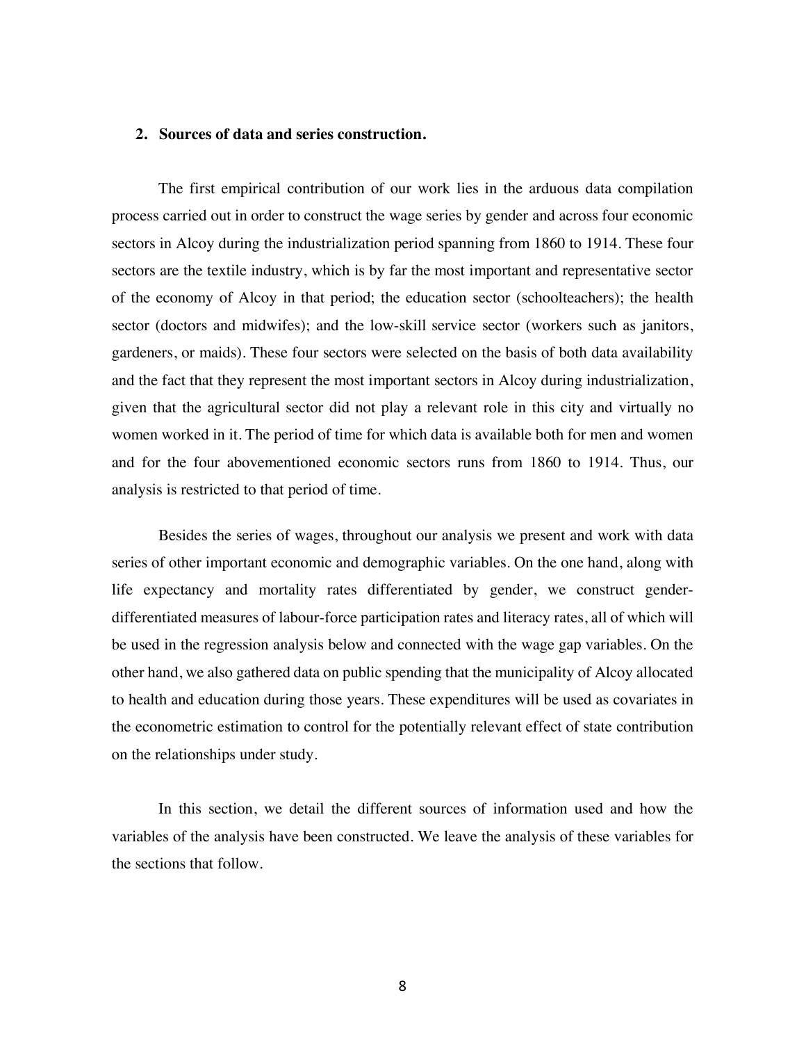## 2. Sources of data and series construction.

The first empirical contribution of our work lies in the arduous data compilation process carried out in order to construct the wage series by gender and across four economic sectors in Alcoy during the industrialization period spanning from 1860 to 1914. These four sectors are the textile industry, which is by far the most important and representative sector of the economy of Alcoy in that period; the education sector (schoolteachers); the health sector (doctors and midwifes); and the low-skill service sector (workers such as janitors, gardeners, or maids). These four sectors were selected on the basis of both data availability and the fact that they represent the most important sectors in Alcoy during industrialization, given that the agricultural sector did not play a relevant role in this city and virtually no women worked in it. The period of time for which data is available both for men and women and for the four abovementioned economic sectors runs from 1860 to 1914. Thus, our analysis is restricted to that period of time.

Besides the series of wages, throughout our analysis we present and work with data series of other important economic and demographic variables. On the one hand, along with life expectancy and mortality rates differentiated by gender, we construct gender-differentiated measures of labour-force participation rates and literacy rates, all of which will be used in the regression analysis below and connected with the wage gap variables. On the other hand, we also gathered data on public spending that the municipality of Alcoy allocated to health and education during those years. These expenditures will be used as covariates in the econometric estimation to control for the potentially relevant effect of state contribution on the relationships under study.

In this section, we detail the different sources of information used and how the variables of the analysis have been constructed. We leave the analysis of these variables for the sections that follow.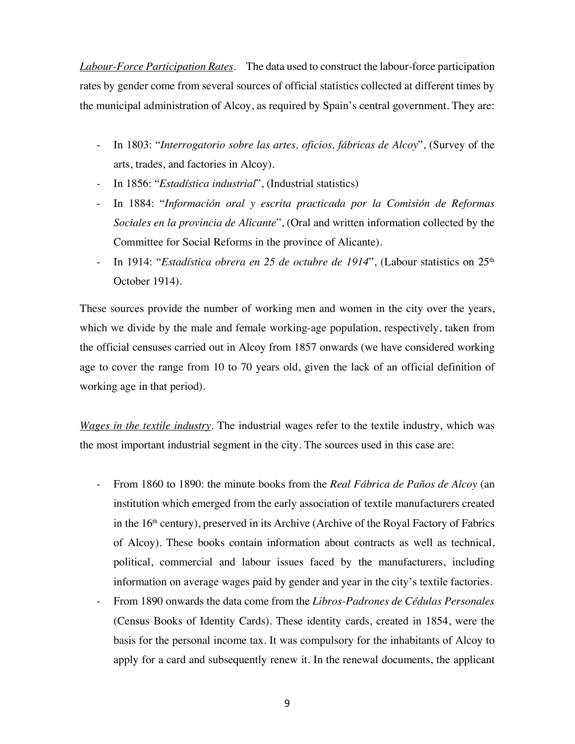*Labour-Force Participation Rates*. The data used to construct the labour-force participation rates by gender come from several sources of official statistics collected at different times by the municipal administration of Alcoy, as required by Spain's central government. They are:

- In 1803: "*Interrogatorio sobre las artes, oficios, fábricas de Alcoy*", (Survey of the arts, trades, and factories in Alcoy).
- In 1856: "*Estadística industrial*", (Industrial statistics)
- In 1884: "*Información oral y escrita practicada por la Comisión de Reformas Sociales en la provincia de Alicante*", (Oral and written information collected by the Committee for Social Reforms in the province of Alicante).
- In 1914: "*Estadística obrera en 25 de octubre de 1914*", (Labour statistics on 25th October 1914).

These sources provide the number of working men and women in the city over the years, which we divide by the male and female working-age population, respectively, taken from the official censuses carried out in Alcoy from 1857 onwards (we have considered working age to cover the range from 10 to 70 years old, given the lack of an official definition of working age in that period).

*Wages in the textile industry*. The industrial wages refer to the textile industry, which was the most important industrial segment in the city. The sources used in this case are:

- From 1860 to 1890: the minute books from the *Real Fábrica de Paños de Alcoy* (an institution which emerged from the early association of textile manufacturers created in the 16th century), preserved in its Archive (Archive of the Royal Factory of Fabrics of Alcoy). These books contain information about contracts as well as technical, political, commercial and labour issues faced by the manufacturers, including information on average wages paid by gender and year in the city's textile factories.
- From 1890 onwards the data come from the *Libros-Padrones de Cédulas Personales* (Census Books of Identity Cards). These identity cards, created in 1854, were the basis for the personal income tax. It was compulsory for the inhabitants of Alcoy to apply for a card and subsequently renew it. In the renewal documents, the applicant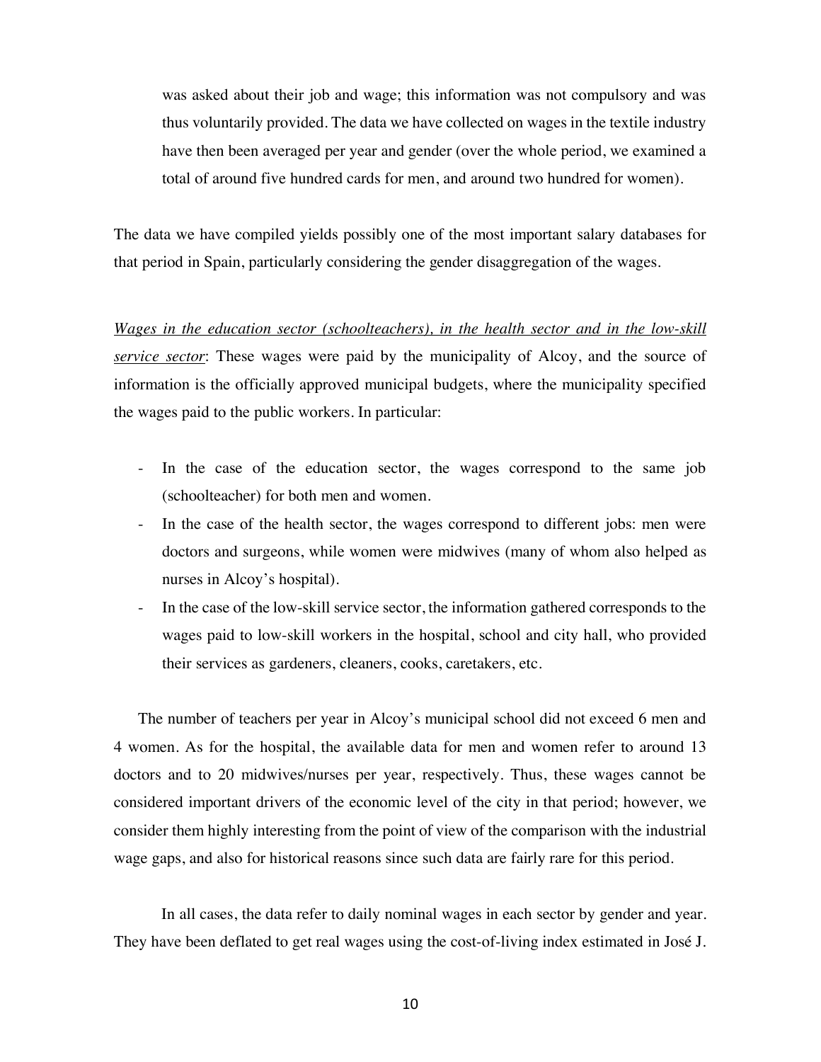was asked about their job and wage; this information was not compulsory and was thus voluntarily provided. The data we have collected on wages in the textile industry have then been averaged per year and gender (over the whole period, we examined a total of around five hundred cards for men, and around two hundred for women).

The data we have compiled yields possibly one of the most important salary databases for that period in Spain, particularly considering the gender disaggregation of the wages.

<u>Wages in the education sector (schoolteachers), in the health sector and in the low-skill service sector</u>: These wages were paid by the municipality of Alcoy, and the source of information is the officially approved municipal budgets, where the municipality specified the wages paid to the public workers. In particular:

- In the case of the education sector, the wages correspond to the same job (schoolteacher) for both men and women.
- In the case of the health sector, the wages correspond to different jobs: men were doctors and surgeons, while women were midwives (many of whom also helped as nurses in Alcoy's hospital).
- In the case of the low-skill service sector, the information gathered corresponds to the wages paid to low-skill workers in the hospital, school and city hall, who provided their services as gardeners, cleaners, cooks, caretakers, etc.

The number of teachers per year in Alcoy's municipal school did not exceed 6 men and 4 women. As for the hospital, the available data for men and women refer to around 13 doctors and to 20 midwives/nurses per year, respectively. Thus, these wages cannot be considered important drivers of the economic level of the city in that period; however, we consider them highly interesting from the point of view of the comparison with the industrial wage gaps, and also for historical reasons since such data are fairly rare for this period.

In all cases, the data refer to daily nominal wages in each sector by gender and year. They have been deflated to get real wages using the cost-of-living index estimated in José J.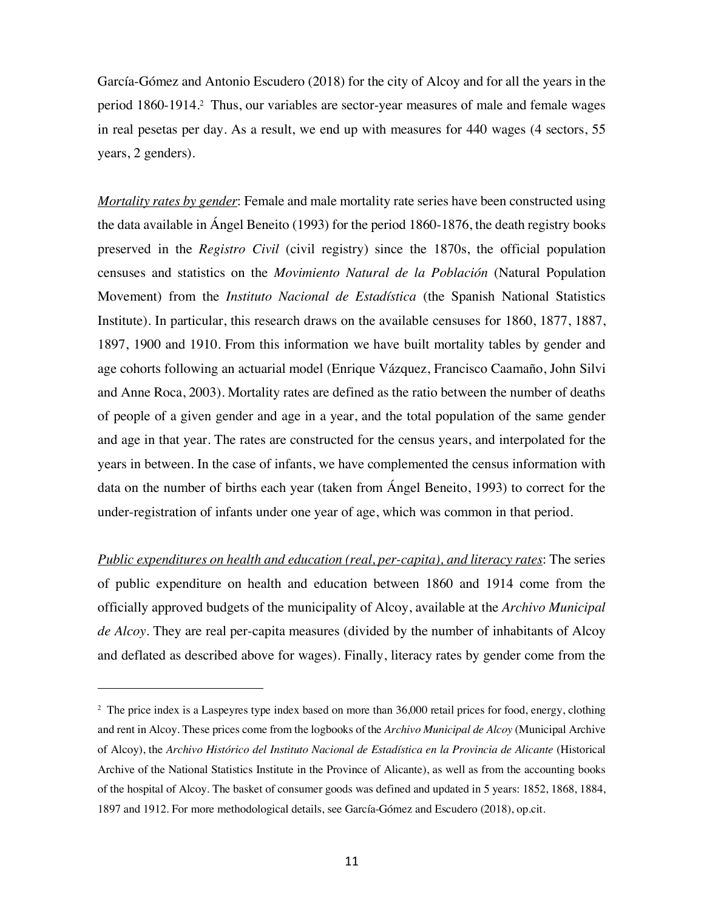García-Gómez and Antonio Escudero (2018) for the city of Alcoy and for all the years in the period 1860-1914.[2] Thus, our variables are sector-year measures of male and female wages in real pesetas per day. As a result, we end up with measures for 440 wages (4 sectors, 55 years, 2 genders).

_Mortality rates by gender_: Female and male mortality rate series have been constructed using the data available in Ángel Beneito (1993) for the period 1860-1876, the death registry books preserved in the *Registro Civil* (civil registry) since the 1870s, the official population censuses and statistics on the *Movimiento Natural de la Población* (Natural Population Movement) from the *Instituto Nacional de Estadística* (the Spanish National Statistics Institute). In particular, this research draws on the available censuses for 1860, 1877, 1887, 1897, 1900 and 1910. From this information we have built mortality tables by gender and age cohorts following an actuarial model (Enrique Vázquez, Francisco Caamaño, John Silvi and Anne Roca, 2003). Mortality rates are defined as the ratio between the number of deaths of people of a given gender and age in a year, and the total population of the same gender and age in that year. The rates are constructed for the census years, and interpolated for the years in between. In the case of infants, we have complemented the census information with data on the number of births each year (taken from Ángel Beneito, 1993) to correct for the under-registration of infants under one year of age, which was common in that period.

_Public expenditures on health and education (real, per-capita), and literacy rates_: The series of public expenditure on health and education between 1860 and 1914 come from the officially approved budgets of the municipality of Alcoy, available at the *Archivo Municipal de Alcoy*. They are real per-capita measures (divided by the number of inhabitants of Alcoy and deflated as described above for wages). Finally, literacy rates by gender come from the

---

[2] The price index is a Laspeyres type index based on more than 36,000 retail prices for food, energy, clothing and rent in Alcoy. These prices come from the logbooks of the *Archivo Municipal de Alcoy* (Municipal Archive of Alcoy), the *Archivo Histórico del Instituto Nacional de Estadística en la Provincia de Alicante* (Historical Archive of the National Statistics Institute in the Province of Alicante), as well as from the accounting books of the hospital of Alcoy. The basket of consumer goods was defined and updated in 5 years: 1852, 1868, 1884, 1897 and 1912. For more methodological details, see García-Gómez and Escudero (2018), op.cit.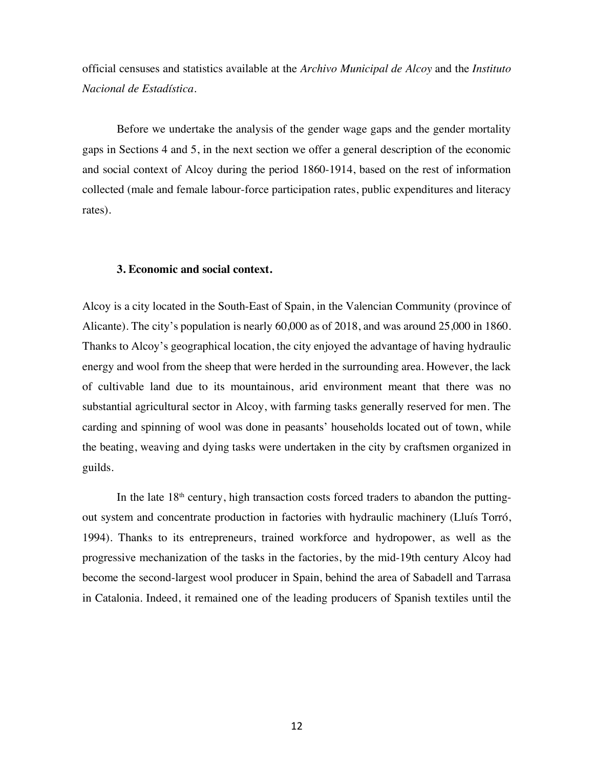official censuses and statistics available at the *Archivo Municipal de Alcoy* and the *Instituto Nacional de Estadística*.

Before we undertake the analysis of the gender wage gaps and the gender mortality gaps in Sections 4 and 5, in the next section we offer a general description of the economic and social context of Alcoy during the period 1860-1914, based on the rest of information collected (male and female labour-force participation rates, public expenditures and literacy rates).

## 3. Economic and social context.

Alcoy is a city located in the South-East of Spain, in the Valencian Community (province of Alicante). The city's population is nearly 60,000 as of 2018, and was around 25,000 in 1860. Thanks to Alcoy's geographical location, the city enjoyed the advantage of having hydraulic energy and wool from the sheep that were herded in the surrounding area. However, the lack of cultivable land due to its mountainous, arid environment meant that there was no substantial agricultural sector in Alcoy, with farming tasks generally reserved for men. The carding and spinning of wool was done in peasants' households located out of town, while the beating, weaving and dying tasks were undertaken in the city by craftsmen organized in guilds.

In the late 18th century, high transaction costs forced traders to abandon the putting-out system and concentrate production in factories with hydraulic machinery (Lluís Torró, 1994). Thanks to its entrepreneurs, trained workforce and hydropower, as well as the progressive mechanization of the tasks in the factories, by the mid-19th century Alcoy had become the second-largest wool producer in Spain, behind the area of Sabadell and Tarrasa in Catalonia. Indeed, it remained one of the leading producers of Spanish textiles until the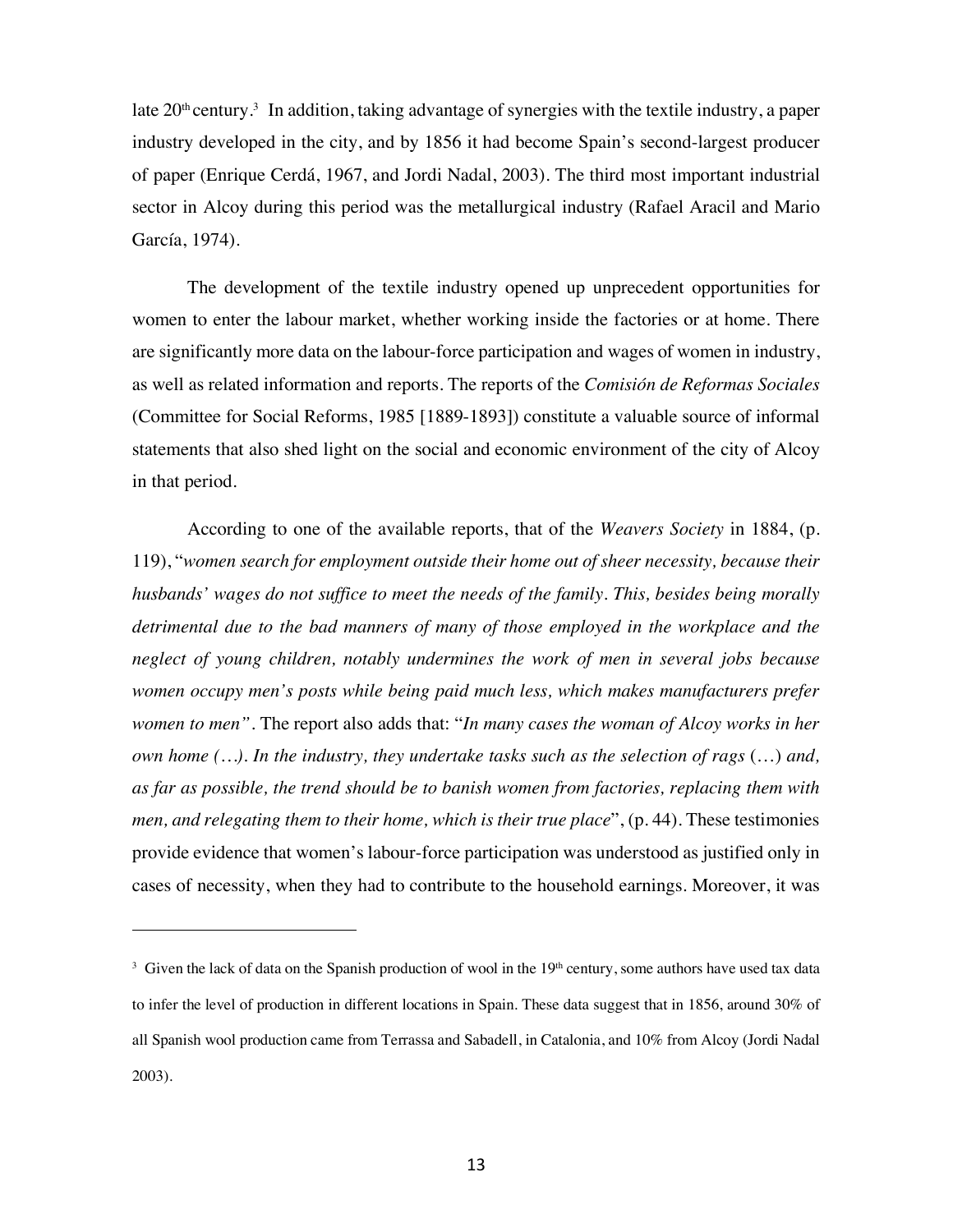late 20th century.[3] In addition, taking advantage of synergies with the textile industry, a paper industry developed in the city, and by 1856 it had become Spain's second-largest producer of paper (Enrique Cerdá, 1967, and Jordi Nadal, 2003). The third most important industrial sector in Alcoy during this period was the metallurgical industry (Rafael Aracil and Mario García, 1974).

The development of the textile industry opened up unprecedent opportunities for women to enter the labour market, whether working inside the factories or at home. There are significantly more data on the labour-force participation and wages of women in industry, as well as related information and reports. The reports of the *Comisión de Reformas Sociales* (Committee for Social Reforms, 1985 [1889-1893]) constitute a valuable source of informal statements that also shed light on the social and economic environment of the city of Alcoy in that period.

According to one of the available reports, that of the *Weavers Society* in 1884, (p. 119), "*women search for employment outside their home out of sheer necessity, because their husbands' wages do not suffice to meet the needs of the family. This, besides being morally detrimental due to the bad manners of many of those employed in the workplace and the neglect of young children, notably undermines the work of men in several jobs because women occupy men's posts while being paid much less, which makes manufacturers prefer women to men"*. The report also adds that: "*In many cases the woman of Alcoy works in her own home (…). In the industry, they undertake tasks such as the selection of rags* (…) *and, as far as possible, the trend should be to banish women from factories, replacing them with men, and relegating them to their home, which is their true place*", (p. 44). These testimonies provide evidence that women's labour-force participation was understood as justified only in cases of necessity, when they had to contribute to the household earnings. Moreover, it was

[3] Given the lack of data on the Spanish production of wool in the 19th century, some authors have used tax data to infer the level of production in different locations in Spain. These data suggest that in 1856, around 30% of all Spanish wool production came from Terrassa and Sabadell, in Catalonia, and 10% from Alcoy (Jordi Nadal 2003).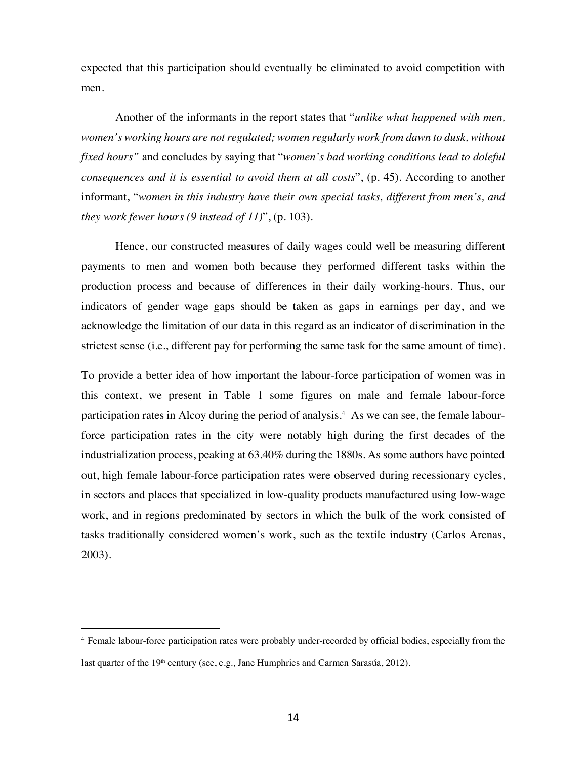expected that this participation should eventually be eliminated to avoid competition with men.

Another of the informants in the report states that "*unlike what happened with men, women's working hours are not regulated; women regularly work from dawn to dusk, without fixed hours"* and concludes by saying that "*women's bad working conditions lead to doleful consequences and it is essential to avoid them at all costs*", (p. 45). According to another informant, "*women in this industry have their own special tasks, different from men's, and they work fewer hours (9 instead of 11)*", (p. 103).

Hence, our constructed measures of daily wages could well be measuring different payments to men and women both because they performed different tasks within the production process and because of differences in their daily working-hours. Thus, our indicators of gender wage gaps should be taken as gaps in earnings per day, and we acknowledge the limitation of our data in this regard as an indicator of discrimination in the strictest sense (i.e., different pay for performing the same task for the same amount of time).

To provide a better idea of how important the labour-force participation of women was in this context, we present in Table 1 some figures on male and female labour-force participation rates in Alcoy during the period of analysis.[4] As we can see, the female labour-force participation rates in the city were notably high during the first decades of the industrialization process, peaking at 63.40% during the 1880s. As some authors have pointed out, high female labour-force participation rates were observed during recessionary cycles, in sectors and places that specialized in low-quality products manufactured using low-wage work, and in regions predominated by sectors in which the bulk of the work consisted of tasks traditionally considered women's work, such as the textile industry (Carlos Arenas, 2003).

[4] Female labour-force participation rates were probably under-recorded by official bodies, especially from the last quarter of the 19th century (see, e.g., Jane Humphries and Carmen Sarasúa, 2012).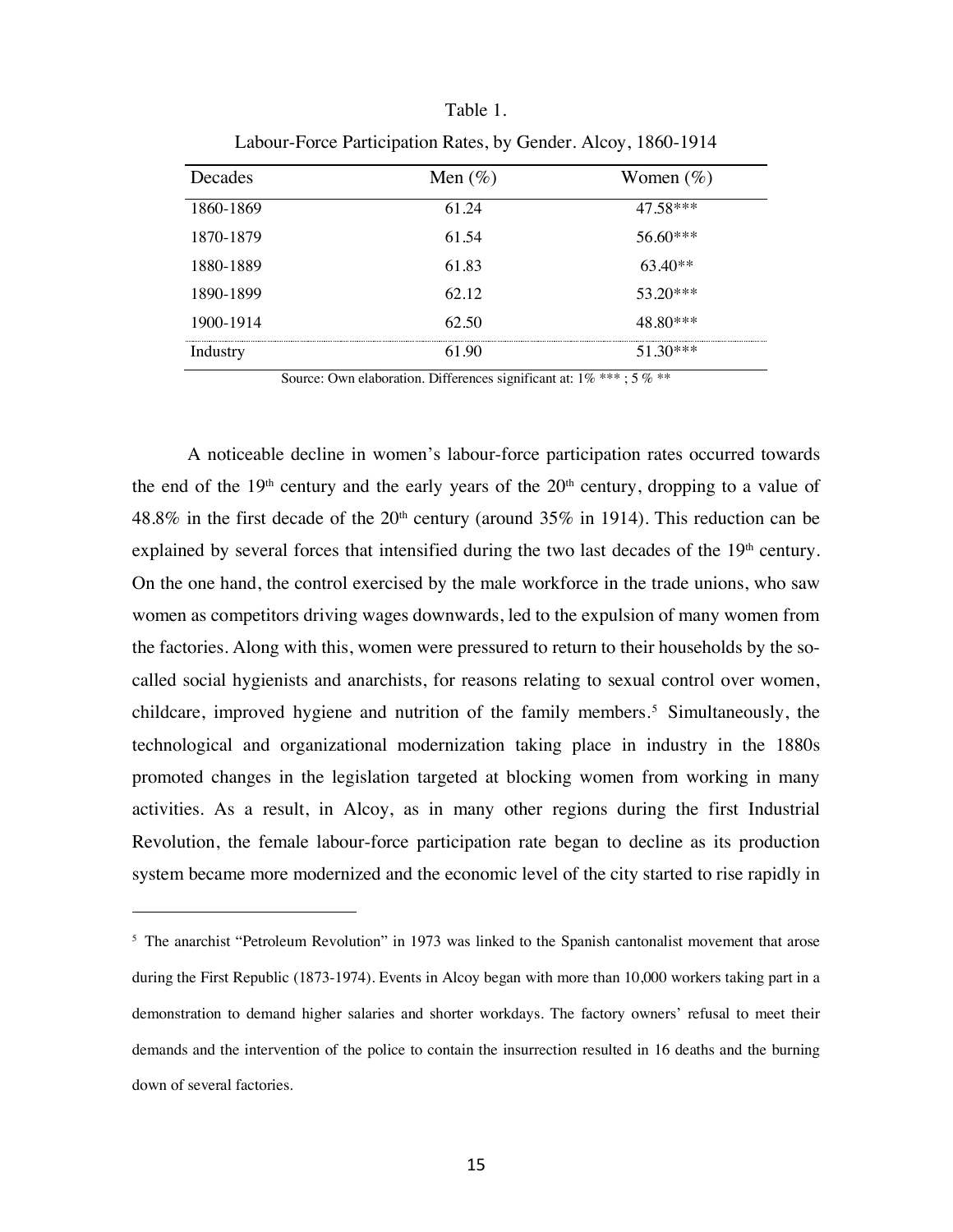Table 1.

Labour-Force Participation Rates, by Gender. Alcoy, 1860-1914

| Decades | Men (%) | Women (%) |
|---|---|---|
| 1860-1869 | 61.24 | 47.58*** |
| 1870-1879 | 61.54 | 56.60*** |
| 1880-1889 | 61.83 | 63.40** |
| 1890-1899 | 62.12 | 53.20*** |
| 1900-1914 | 62.50 | 48.80*** |
| Industry | 61.90 | 51.30*** |

Source: Own elaboration. Differences significant at: 1% *** ; 5 % **

A noticeable decline in women's labour-force participation rates occurred towards the end of the 19th century and the early years of the 20th century, dropping to a value of 48.8% in the first decade of the 20th century (around 35% in 1914). This reduction can be explained by several forces that intensified during the two last decades of the 19th century. On the one hand, the control exercised by the male workforce in the trade unions, who saw women as competitors driving wages downwards, led to the expulsion of many women from the factories. Along with this, women were pressured to return to their households by the so-called social hygienists and anarchists, for reasons relating to sexual control over women, childcare, improved hygiene and nutrition of the family members.[5] Simultaneously, the technological and organizational modernization taking place in industry in the 1880s promoted changes in the legislation targeted at blocking women from working in many activities. As a result, in Alcoy, as in many other regions during the first Industrial Revolution, the female labour-force participation rate began to decline as its production system became more modernized and the economic level of the city started to rise rapidly in

[5] The anarchist "Petroleum Revolution" in 1973 was linked to the Spanish cantonalist movement that arose during the First Republic (1873-1974). Events in Alcoy began with more than 10,000 workers taking part in a demonstration to demand higher salaries and shorter workdays. The factory owners' refusal to meet their demands and the intervention of the police to contain the insurrection resulted in 16 deaths and the burning down of several factories.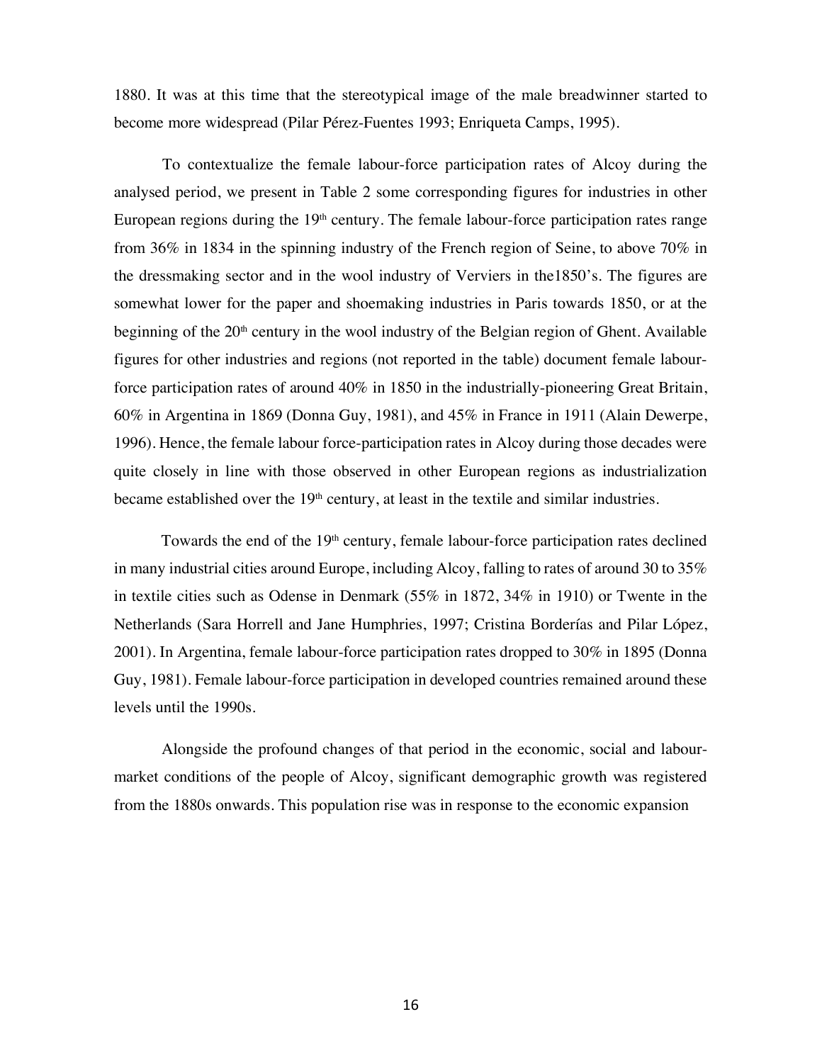1880. It was at this time that the stereotypical image of the male breadwinner started to become more widespread (Pilar Pérez-Fuentes 1993; Enriqueta Camps, 1995).

To contextualize the female labour-force participation rates of Alcoy during the analysed period, we present in Table 2 some corresponding figures for industries in other European regions during the 19th century. The female labour-force participation rates range from 36% in 1834 in the spinning industry of the French region of Seine, to above 70% in the dressmaking sector and in the wool industry of Verviers in the1850's. The figures are somewhat lower for the paper and shoemaking industries in Paris towards 1850, or at the beginning of the 20th century in the wool industry of the Belgian region of Ghent. Available figures for other industries and regions (not reported in the table) document female labour-force participation rates of around 40% in 1850 in the industrially-pioneering Great Britain, 60% in Argentina in 1869 (Donna Guy, 1981), and 45% in France in 1911 (Alain Dewerpe, 1996). Hence, the female labour force-participation rates in Alcoy during those decades were quite closely in line with those observed in other European regions as industrialization became established over the 19th century, at least in the textile and similar industries.

Towards the end of the 19th century, female labour-force participation rates declined in many industrial cities around Europe, including Alcoy, falling to rates of around 30 to 35% in textile cities such as Odense in Denmark (55% in 1872, 34% in 1910) or Twente in the Netherlands (Sara Horrell and Jane Humphries, 1997; Cristina Borderías and Pilar López, 2001). In Argentina, female labour-force participation rates dropped to 30% in 1895 (Donna Guy, 1981). Female labour-force participation in developed countries remained around these levels until the 1990s.

Alongside the profound changes of that period in the economic, social and labour-market conditions of the people of Alcoy, significant demographic growth was registered from the 1880s onwards. This population rise was in response to the economic expansion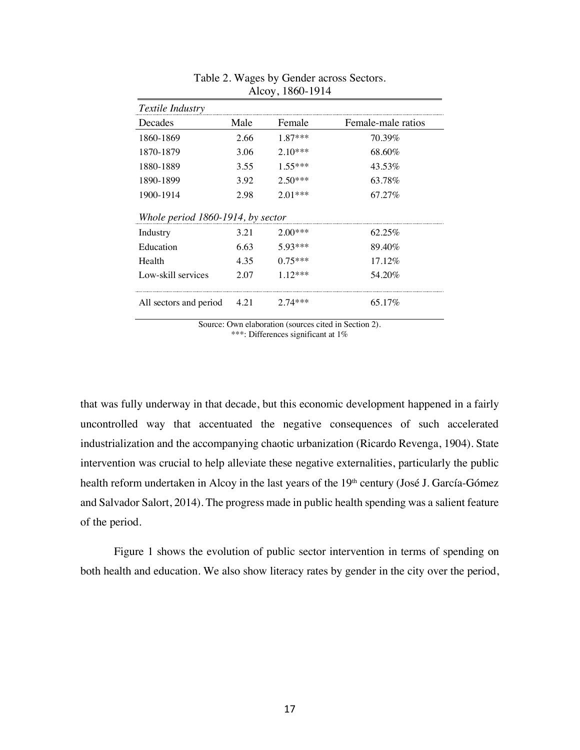Table 2. Wages by Gender across Sectors.
Alcoy, 1860-1914

| *Textile Industry* | | | |
|---|---|---|---|
| Decades | Male | Female | Female-male ratios |
| 1860-1869 | 2.66 | 1.87*** | 70.39% |
| 1870-1879 | 3.06 | 2.10*** | 68.60% |
| 1880-1889 | 3.55 | 1.55*** | 43.53% |
| 1890-1899 | 3.92 | 2.50*** | 63.78% |
| 1900-1914 | 2.98 | 2.01*** | 67.27% |
| *Whole period 1860-1914, by sector* | | | |
| Industry | 3.21 | 2.00*** | 62.25% |
| Education | 6.63 | 5.93*** | 89.40% |
| Health | 4.35 | 0.75*** | 17.12% |
| Low-skill services | 2.07 | 1.12*** | 54.20% |
| All sectors and period | 4.21 | 2.74*** | 65.17% |

Source: Own elaboration (sources cited in Section 2).
***: Differences significant at 1%

that was fully underway in that decade, but this economic development happened in a fairly uncontrolled way that accentuated the negative consequences of such accelerated industrialization and the accompanying chaotic urbanization (Ricardo Revenga, 1904). State intervention was crucial to help alleviate these negative externalities, particularly the public health reform undertaken in Alcoy in the last years of the 19th century (José J. García-Gómez and Salvador Salort, 2014). The progress made in public health spending was a salient feature of the period.

Figure 1 shows the evolution of public sector intervention in terms of spending on both health and education. We also show literacy rates by gender in the city over the period,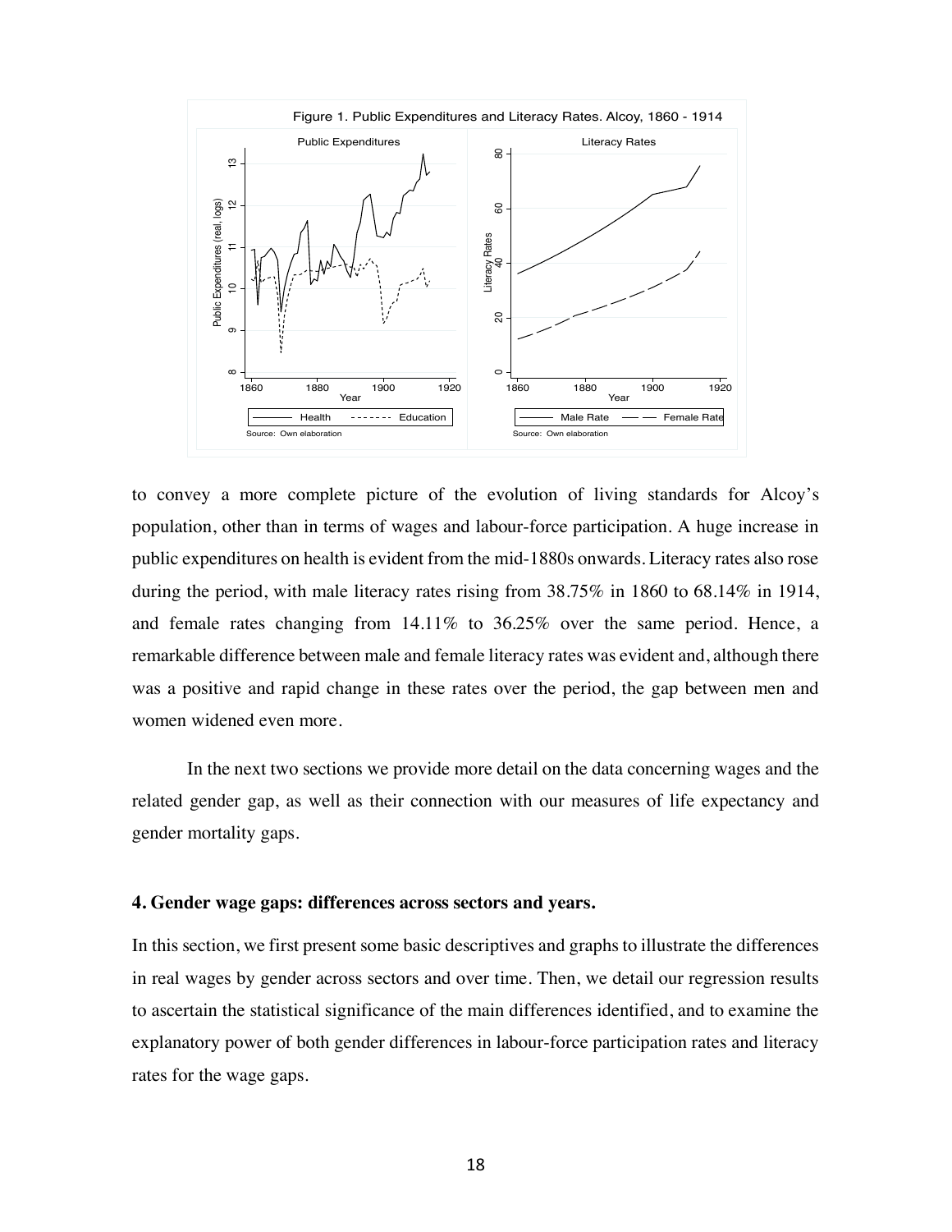Figure 1. Public Expenditures and Literacy Rates. Alcoy, 1860 - 1914

to convey a more complete picture of the evolution of living standards for Alcoy's population, other than in terms of wages and labour-force participation. A huge increase in public expenditures on health is evident from the mid-1880s onwards. Literacy rates also rose during the period, with male literacy rates rising from 38.75% in 1860 to 68.14% in 1914, and female rates changing from 14.11% to 36.25% over the same period. Hence, a remarkable difference between male and female literacy rates was evident and, although there was a positive and rapid change in these rates over the period, the gap between men and women widened even more.

In the next two sections we provide more detail on the data concerning wages and the related gender gap, as well as their connection with our measures of life expectancy and gender mortality gaps.

## 4. Gender wage gaps: differences across sectors and years.

In this section, we first present some basic descriptives and graphs to illustrate the differences in real wages by gender across sectors and over time. Then, we detail our regression results to ascertain the statistical significance of the main differences identified, and to examine the explanatory power of both gender differences in labour-force participation rates and literacy rates for the wage gaps.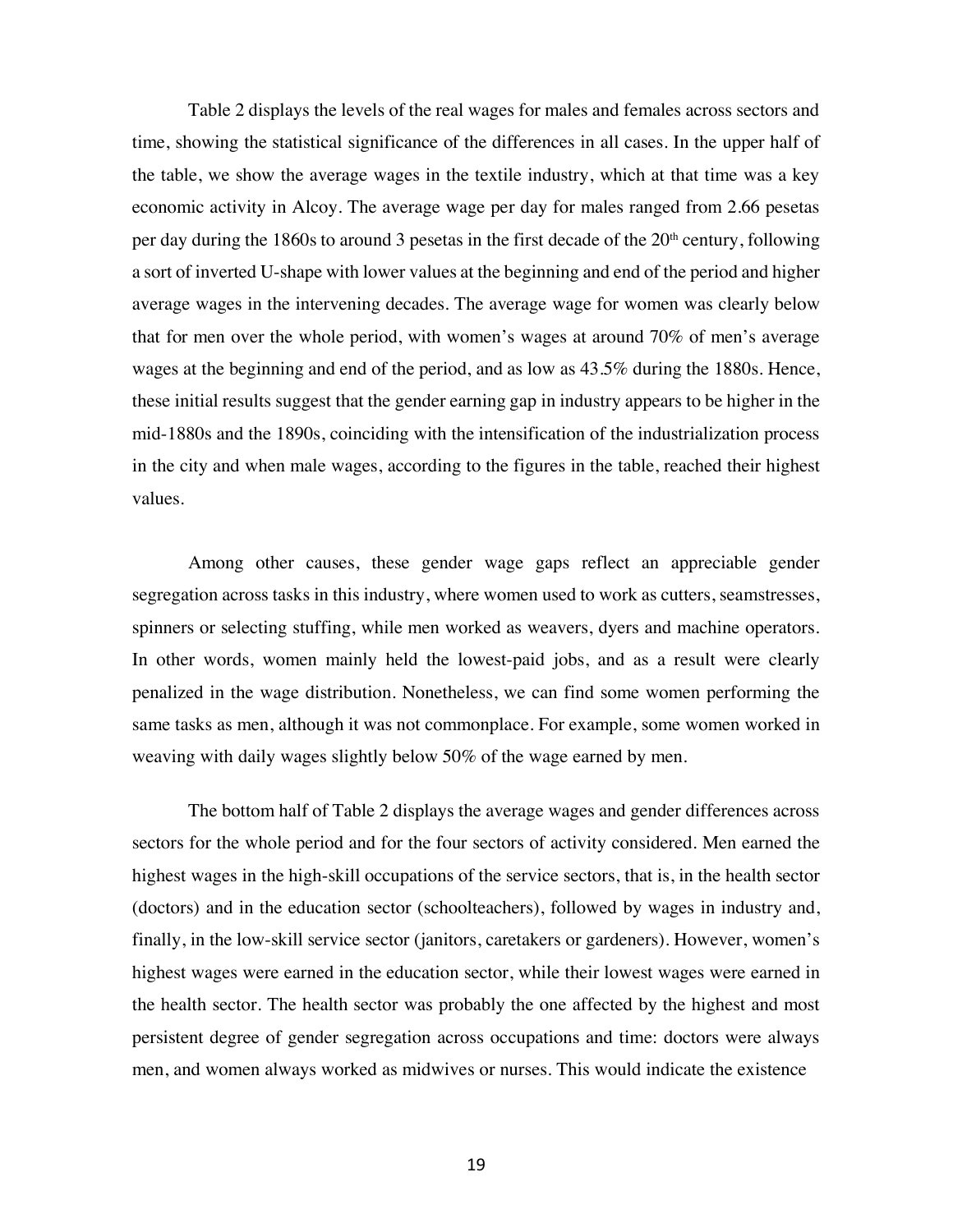Table 2 displays the levels of the real wages for males and females across sectors and time, showing the statistical significance of the differences in all cases. In the upper half of the table, we show the average wages in the textile industry, which at that time was a key economic activity in Alcoy. The average wage per day for males ranged from 2.66 pesetas per day during the 1860s to around 3 pesetas in the first decade of the 20th century, following a sort of inverted U-shape with lower values at the beginning and end of the period and higher average wages in the intervening decades. The average wage for women was clearly below that for men over the whole period, with women's wages at around 70% of men's average wages at the beginning and end of the period, and as low as 43.5% during the 1880s. Hence, these initial results suggest that the gender earning gap in industry appears to be higher in the mid-1880s and the 1890s, coinciding with the intensification of the industrialization process in the city and when male wages, according to the figures in the table, reached their highest values.

Among other causes, these gender wage gaps reflect an appreciable gender segregation across tasks in this industry, where women used to work as cutters, seamstresses, spinners or selecting stuffing, while men worked as weavers, dyers and machine operators. In other words, women mainly held the lowest-paid jobs, and as a result were clearly penalized in the wage distribution. Nonetheless, we can find some women performing the same tasks as men, although it was not commonplace. For example, some women worked in weaving with daily wages slightly below 50% of the wage earned by men.

The bottom half of Table 2 displays the average wages and gender differences across sectors for the whole period and for the four sectors of activity considered. Men earned the highest wages in the high-skill occupations of the service sectors, that is, in the health sector (doctors) and in the education sector (schoolteachers), followed by wages in industry and, finally, in the low-skill service sector (janitors, caretakers or gardeners). However, women's highest wages were earned in the education sector, while their lowest wages were earned in the health sector. The health sector was probably the one affected by the highest and most persistent degree of gender segregation across occupations and time: doctors were always men, and women always worked as midwives or nurses. This would indicate the existence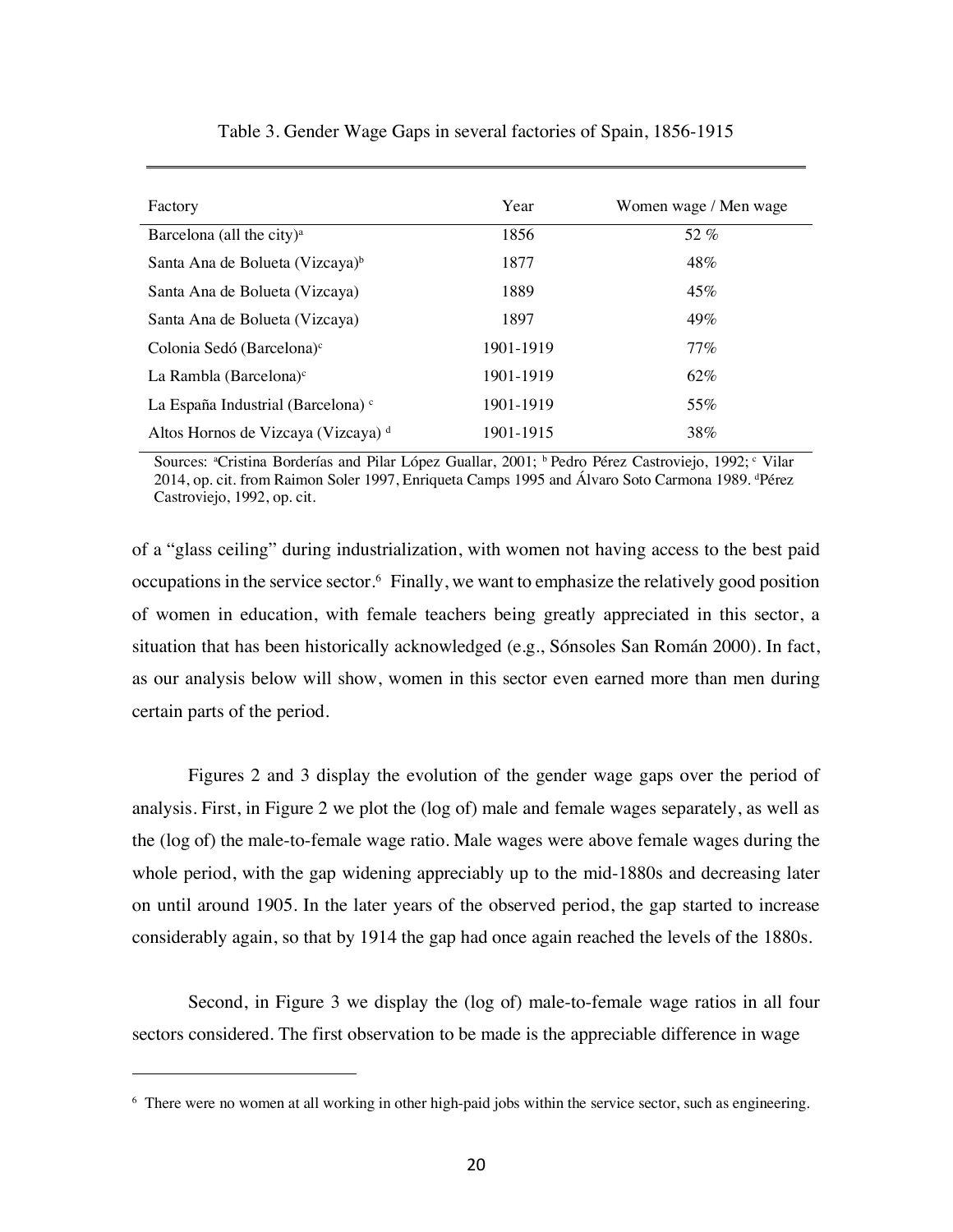Table 3. Gender Wage Gaps in several factories of Spain, 1856-1915

| Factory | Year | Women wage / Men wage |
|---|---|---|
| Barcelona (all the city)[a] | 1856 | 52 % |
| Santa Ana de Bolueta (Vizcaya)[b] | 1877 | 48% |
| Santa Ana de Bolueta (Vizcaya) | 1889 | 45% |
| Santa Ana de Bolueta (Vizcaya) | 1897 | 49% |
| Colonia Sedó (Barcelona)[c] | 1901-1919 | 77% |
| La Rambla (Barcelona)[c] | 1901-1919 | 62% |
| La España Industrial (Barcelona) [c] | 1901-1919 | 55% |
| Altos Hornos de Vizcaya (Vizcaya) [d] | 1901-1915 | 38% |

Sources: [a]Cristina Borderías and Pilar López Guallar, 2001; [b] Pedro Pérez Castroviejo, 1992; [c] Vilar 2014, op. cit. from Raimon Soler 1997, Enriqueta Camps 1995 and Álvaro Soto Carmona 1989. [d]Pérez Castroviejo, 1992, op. cit.

of a "glass ceiling" during industrialization, with women not having access to the best paid occupations in the service sector.[6] Finally, we want to emphasize the relatively good position of women in education, with female teachers being greatly appreciated in this sector, a situation that has been historically acknowledged (e.g., Sónsoles San Román 2000). In fact, as our analysis below will show, women in this sector even earned more than men during certain parts of the period.

Figures 2 and 3 display the evolution of the gender wage gaps over the period of analysis. First, in Figure 2 we plot the (log of) male and female wages separately, as well as the (log of) the male-to-female wage ratio. Male wages were above female wages during the whole period, with the gap widening appreciably up to the mid-1880s and decreasing later on until around 1905. In the later years of the observed period, the gap started to increase considerably again, so that by 1914 the gap had once again reached the levels of the 1880s.

Second, in Figure 3 we display the (log of) male-to-female wage ratios in all four sectors considered. The first observation to be made is the appreciable difference in wage

[6] There were no women at all working in other high-paid jobs within the service sector, such as engineering.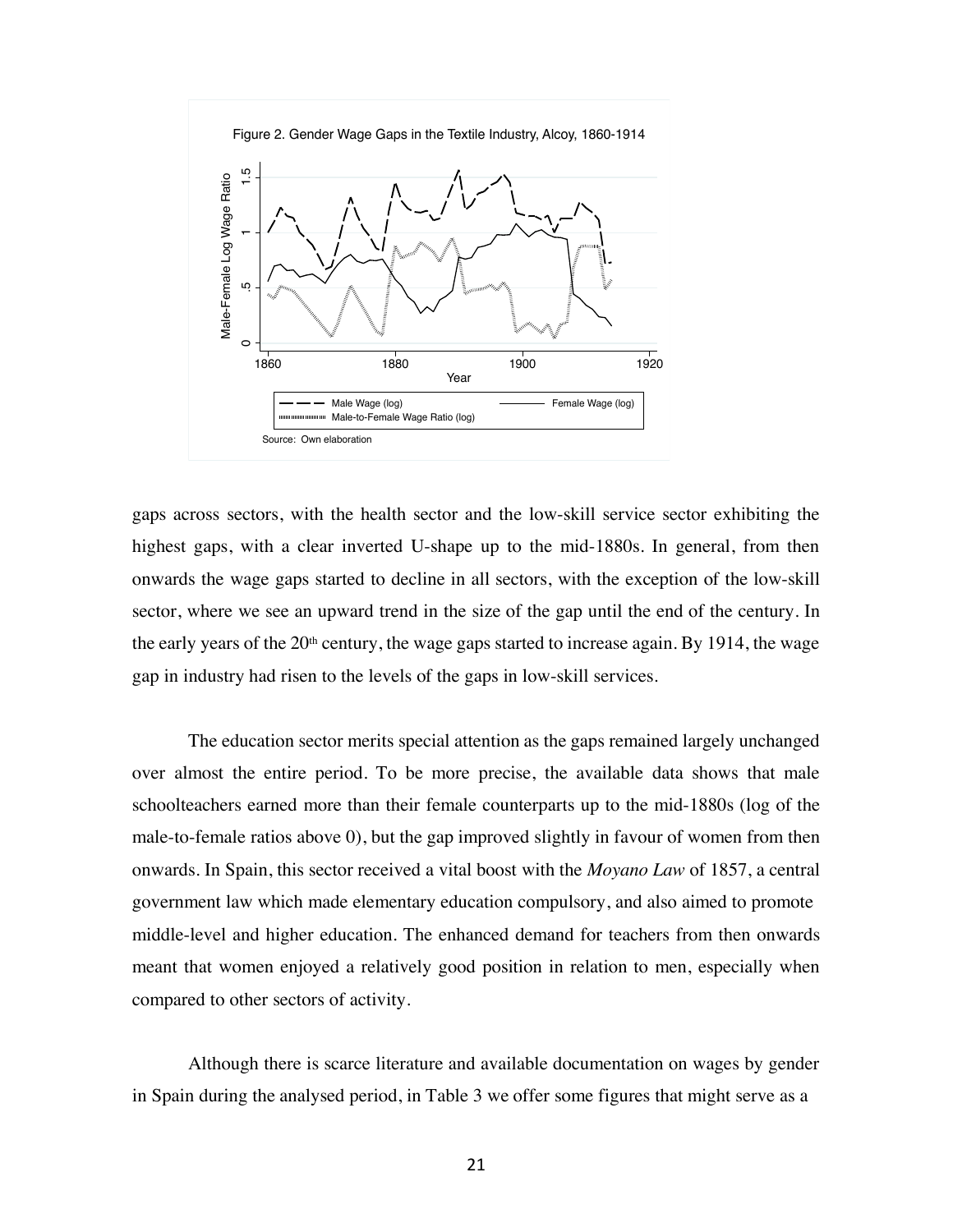Figure 2. Gender Wage Gaps in the Textile Industry, Alcoy, 1860-1914

Source: Own elaboration

gaps across sectors, with the health sector and the low-skill service sector exhibiting the highest gaps, with a clear inverted U-shape up to the mid-1880s. In general, from then onwards the wage gaps started to decline in all sectors, with the exception of the low-skill sector, where we see an upward trend in the size of the gap until the end of the century. In the early years of the 20th century, the wage gaps started to increase again. By 1914, the wage gap in industry had risen to the levels of the gaps in low-skill services.

The education sector merits special attention as the gaps remained largely unchanged over almost the entire period. To be more precise, the available data shows that male schoolteachers earned more than their female counterparts up to the mid-1880s (log of the male-to-female ratios above 0), but the gap improved slightly in favour of women from then onwards. In Spain, this sector received a vital boost with the *Moyano Law* of 1857, a central government law which made elementary education compulsory, and also aimed to promote middle-level and higher education. The enhanced demand for teachers from then onwards meant that women enjoyed a relatively good position in relation to men, especially when compared to other sectors of activity.

Although there is scarce literature and available documentation on wages by gender in Spain during the analysed period, in Table 3 we offer some figures that might serve as a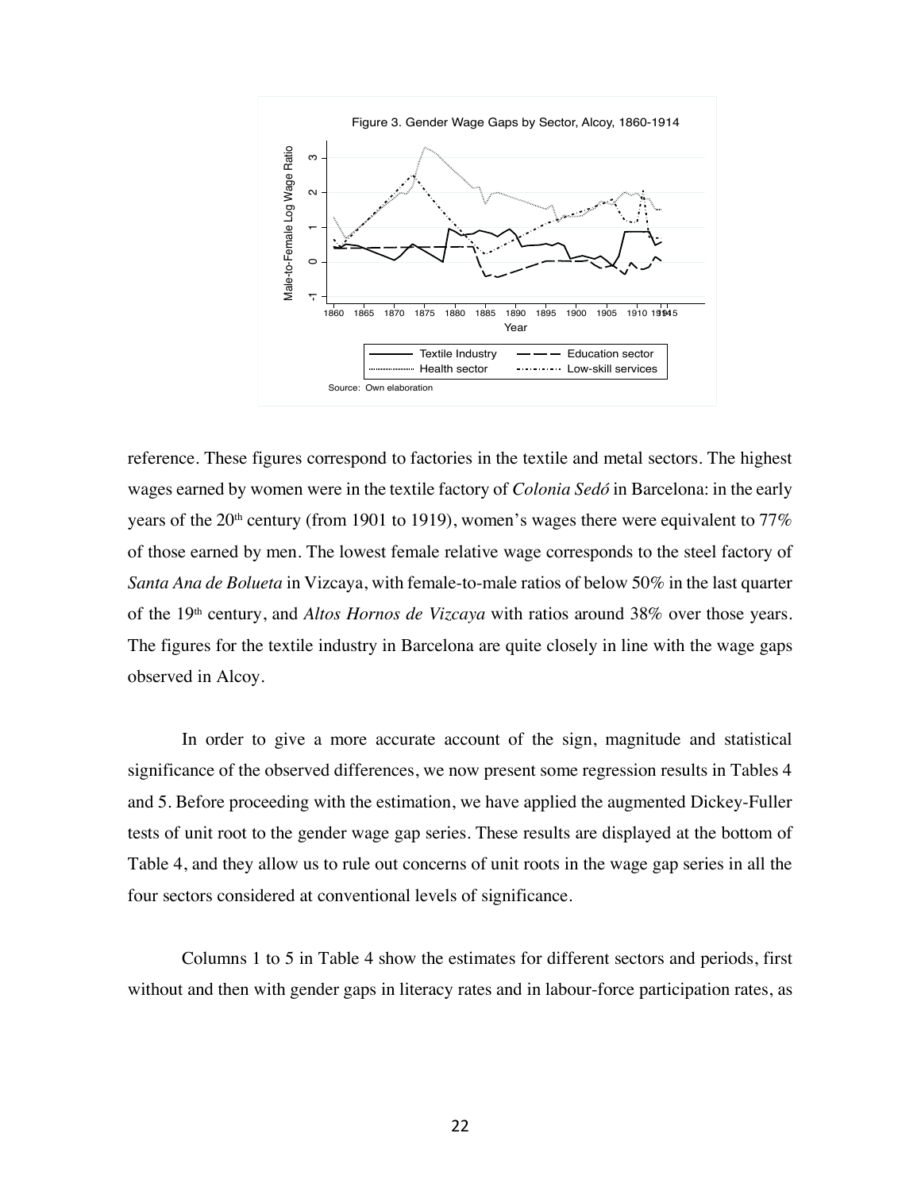Figure 3. Gender Wage Gaps by Sector, Alcoy, 1860-1914

Source: Own elaboration

reference. These figures correspond to factories in the textile and metal sectors. The highest wages earned by women were in the textile factory of *Colonia Sedó* in Barcelona: in the early years of the 20th century (from 1901 to 1919), women's wages there were equivalent to 77% of those earned by men. The lowest female relative wage corresponds to the steel factory of *Santa Ana de Bolueta* in Vizcaya, with female-to-male ratios of below 50% in the last quarter of the 19th century, and *Altos Hornos de Vizcaya* with ratios around 38% over those years. The figures for the textile industry in Barcelona are quite closely in line with the wage gaps observed in Alcoy.

In order to give a more accurate account of the sign, magnitude and statistical significance of the observed differences, we now present some regression results in Tables 4 and 5. Before proceeding with the estimation, we have applied the augmented Dickey-Fuller tests of unit root to the gender wage gap series. These results are displayed at the bottom of Table 4, and they allow us to rule out concerns of unit roots in the wage gap series in all the four sectors considered at conventional levels of significance.

Columns 1 to 5 in Table 4 show the estimates for different sectors and periods, first without and then with gender gaps in literacy rates and in labour-force participation rates, as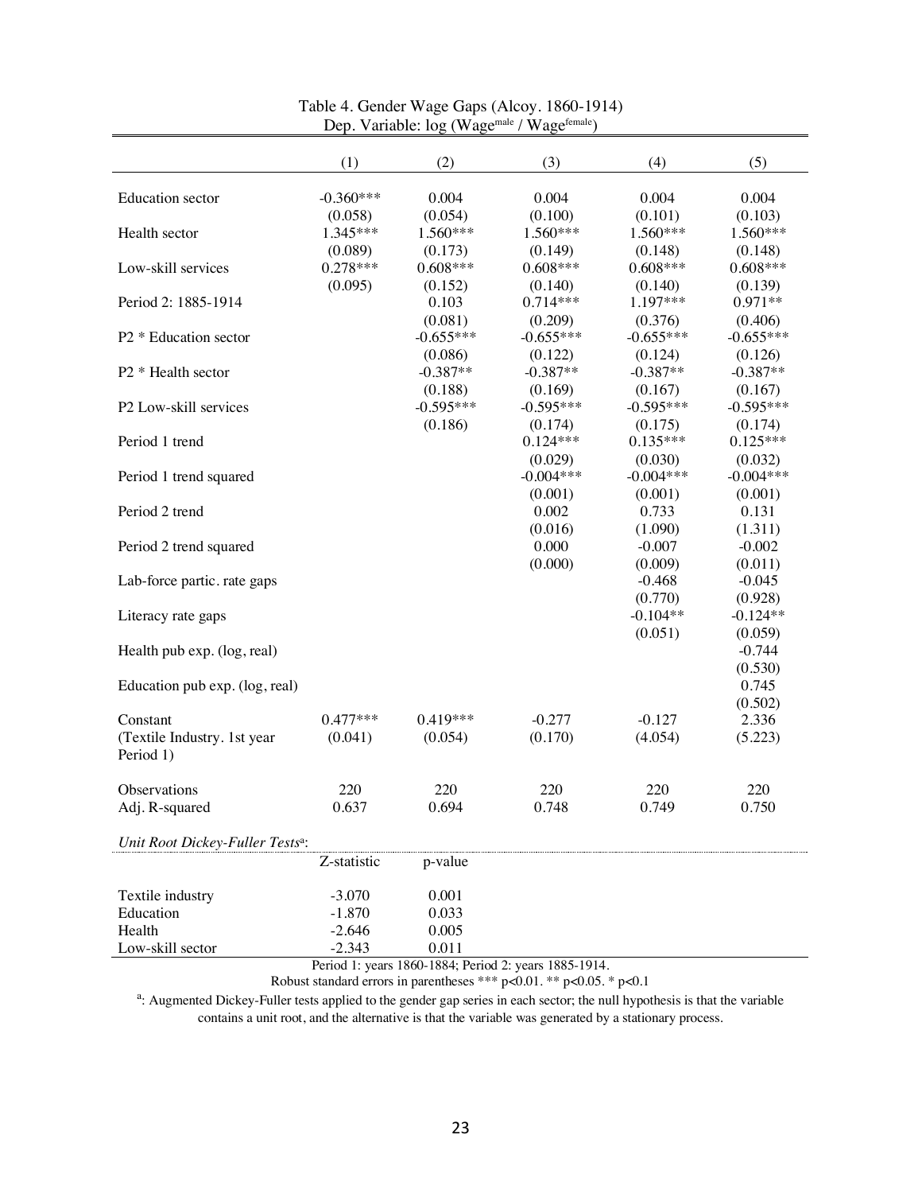Table 4. Gender Wage Gaps (Alcoy. 1860-1914)
Dep. Variable: log ($Wage^{male}$ / $Wage^{female}$)

| | (1) | (2) | (3) | (4) | (5) |
|---|---|---|---|---|---|
| Education sector | -0.360*** | 0.004 | 0.004 | 0.004 | 0.004 |
| | (0.058) | (0.054) | (0.100) | (0.101) | (0.103) |
| Health sector | 1.345*** | 1.560*** | 1.560*** | 1.560*** | 1.560*** |
| | (0.089) | (0.173) | (0.149) | (0.148) | (0.148) |
| Low-skill services | 0.278*** | 0.608*** | 0.608*** | 0.608*** | 0.608*** |
| | (0.095) | (0.152) | (0.140) | (0.140) | (0.139) |
| Period 2: 1885-1914 | | 0.103 | 0.714*** | 1.197*** | 0.971** |
| | | (0.081) | (0.209) | (0.376) | (0.406) |
| P2 * Education sector | | -0.655*** | -0.655*** | -0.655*** | -0.655*** |
| | | (0.086) | (0.122) | (0.124) | (0.126) |
| P2 * Health sector | | -0.387** | -0.387** | -0.387** | -0.387** |
| | | (0.188) | (0.169) | (0.167) | (0.167) |
| P2 Low-skill services | | -0.595*** | -0.595*** | -0.595*** | -0.595*** |
| | | (0.186) | (0.174) | (0.175) | (0.174) |
| Period 1 trend | | | 0.124*** | 0.135*** | 0.125*** |
| | | | (0.029) | (0.030) | (0.032) |
| Period 1 trend squared | | | -0.004*** | -0.004*** | -0.004*** |
| | | | (0.001) | (0.001) | (0.001) |
| Period 2 trend | | | 0.002 | 0.733 | 0.131 |
| | | | (0.016) | (1.090) | (1.311) |
| Period 2 trend squared | | | 0.000 | -0.007 | -0.002 |
| | | | (0.000) | (0.009) | (0.011) |
| Lab-force partic. rate gaps | | | | -0.468 | -0.045 |
| | | | | (0.770) | (0.928) |
| Literacy rate gaps | | | | -0.104** | -0.124** |
| | | | | (0.051) | (0.059) |
| Health pub exp. (log, real) | | | | | -0.744 |
| | | | | | (0.530) |
| Education pub exp. (log, real) | | | | | 0.745 |
| | | | | | (0.502) |
| Constant | 0.477*** | 0.419*** | -0.277 | -0.127 | 2.336 |
| (Textile Industry. 1st year Period 1) | (0.041) | (0.054) | (0.170) | (4.054) | (5.223) |
| Observations | 220 | 220 | 220 | 220 | 220 |
| Adj. R-squared | 0.637 | 0.694 | 0.748 | 0.749 | 0.750 |

*Unit Root Dickey-Fuller Tests*[a]:

| | Z-statistic | p-value |
|---|---|---|
| Textile industry | -3.070 | 0.001 |
| Education | -1.870 | 0.033 |
| Health | -2.646 | 0.005 |
| Low-skill sector | -2.343 | 0.011 |

Period 1: years 1860-1884; Period 2: years 1885-1914.

Robust standard errors in parentheses *** p<0.01. ** p<0.05. * p<0.1

[a]: Augmented Dickey-Fuller tests applied to the gender gap series in each sector; the null hypothesis is that the variable contains a unit root, and the alternative is that the variable was generated by a stationary process.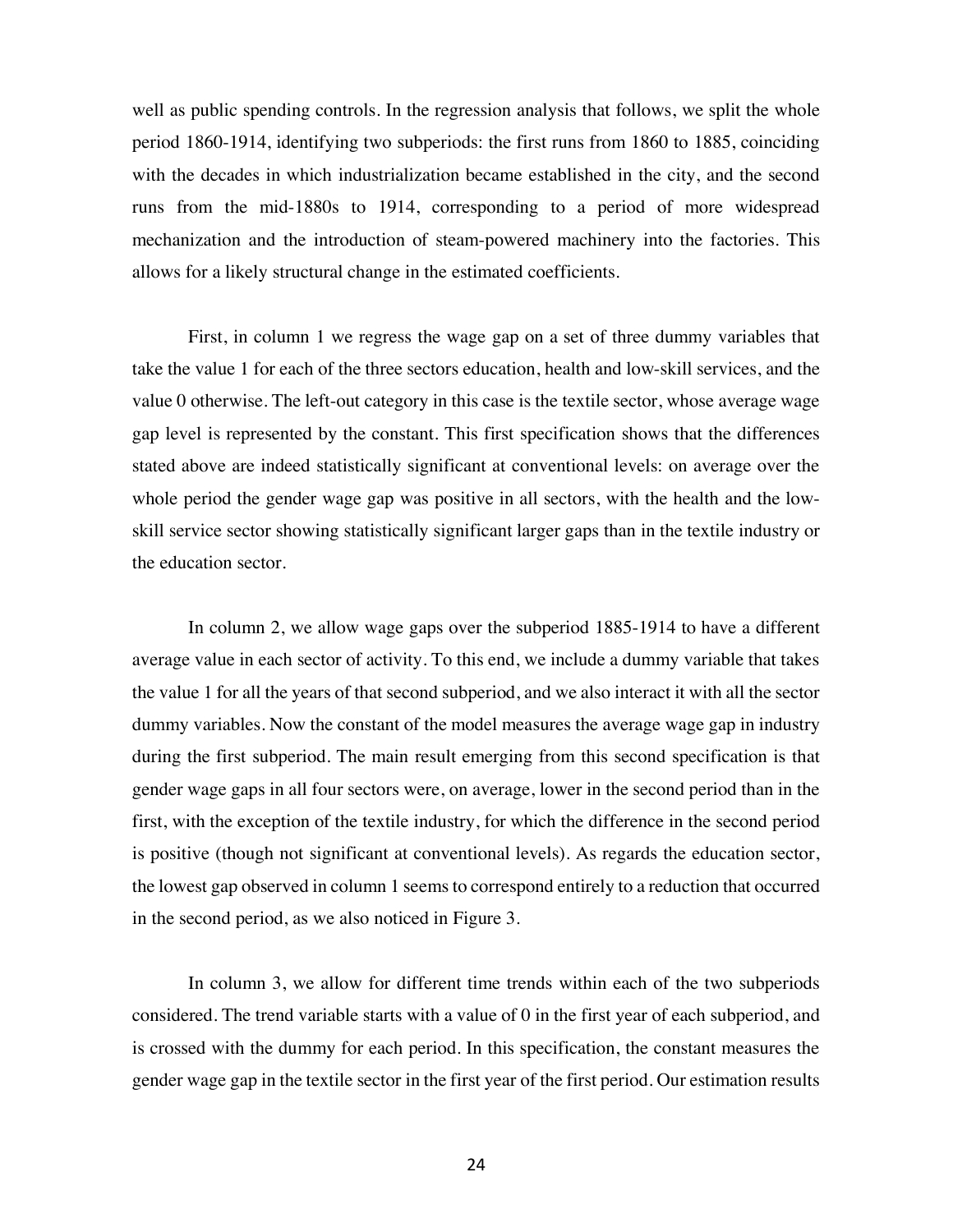well as public spending controls. In the regression analysis that follows, we split the whole period 1860-1914, identifying two subperiods: the first runs from 1860 to 1885, coinciding with the decades in which industrialization became established in the city, and the second runs from the mid-1880s to 1914, corresponding to a period of more widespread mechanization and the introduction of steam-powered machinery into the factories. This allows for a likely structural change in the estimated coefficients.

First, in column 1 we regress the wage gap on a set of three dummy variables that take the value 1 for each of the three sectors education, health and low-skill services, and the value 0 otherwise. The left-out category in this case is the textile sector, whose average wage gap level is represented by the constant. This first specification shows that the differences stated above are indeed statistically significant at conventional levels: on average over the whole period the gender wage gap was positive in all sectors, with the health and the low-skill service sector showing statistically significant larger gaps than in the textile industry or the education sector.

In column 2, we allow wage gaps over the subperiod 1885-1914 to have a different average value in each sector of activity. To this end, we include a dummy variable that takes the value 1 for all the years of that second subperiod, and we also interact it with all the sector dummy variables. Now the constant of the model measures the average wage gap in industry during the first subperiod. The main result emerging from this second specification is that gender wage gaps in all four sectors were, on average, lower in the second period than in the first, with the exception of the textile industry, for which the difference in the second period is positive (though not significant at conventional levels). As regards the education sector, the lowest gap observed in column 1 seems to correspond entirely to a reduction that occurred in the second period, as we also noticed in Figure 3.

In column 3, we allow for different time trends within each of the two subperiods considered. The trend variable starts with a value of 0 in the first year of each subperiod, and is crossed with the dummy for each period. In this specification, the constant measures the gender wage gap in the textile sector in the first year of the first period. Our estimation results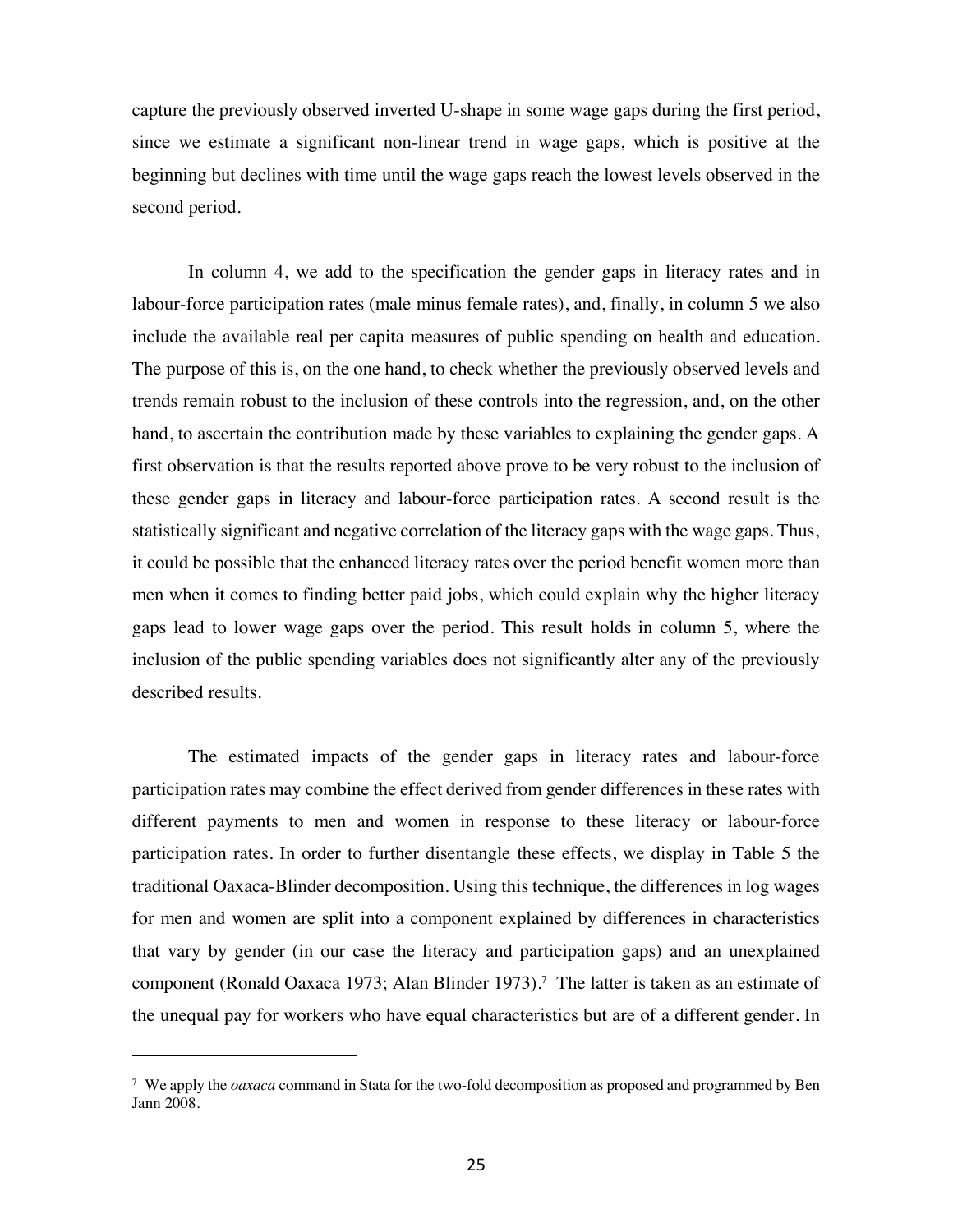capture the previously observed inverted U-shape in some wage gaps during the first period, since we estimate a significant non-linear trend in wage gaps, which is positive at the beginning but declines with time until the wage gaps reach the lowest levels observed in the second period.

In column 4, we add to the specification the gender gaps in literacy rates and in labour-force participation rates (male minus female rates), and, finally, in column 5 we also include the available real per capita measures of public spending on health and education. The purpose of this is, on the one hand, to check whether the previously observed levels and trends remain robust to the inclusion of these controls into the regression, and, on the other hand, to ascertain the contribution made by these variables to explaining the gender gaps. A first observation is that the results reported above prove to be very robust to the inclusion of these gender gaps in literacy and labour-force participation rates. A second result is the statistically significant and negative correlation of the literacy gaps with the wage gaps. Thus, it could be possible that the enhanced literacy rates over the period benefit women more than men when it comes to finding better paid jobs, which could explain why the higher literacy gaps lead to lower wage gaps over the period. This result holds in column 5, where the inclusion of the public spending variables does not significantly alter any of the previously described results.

The estimated impacts of the gender gaps in literacy rates and labour-force participation rates may combine the effect derived from gender differences in these rates with different payments to men and women in response to these literacy or labour-force participation rates. In order to further disentangle these effects, we display in Table 5 the traditional Oaxaca-Blinder decomposition. Using this technique, the differences in log wages for men and women are split into a component explained by differences in characteristics that vary by gender (in our case the literacy and participation gaps) and an unexplained component (Ronald Oaxaca 1973; Alan Blinder 1973).[7] The latter is taken as an estimate of the unequal pay for workers who have equal characteristics but are of a different gender. In

[7] We apply the *oaxaca* command in Stata for the two-fold decomposition as proposed and programmed by Ben Jann 2008.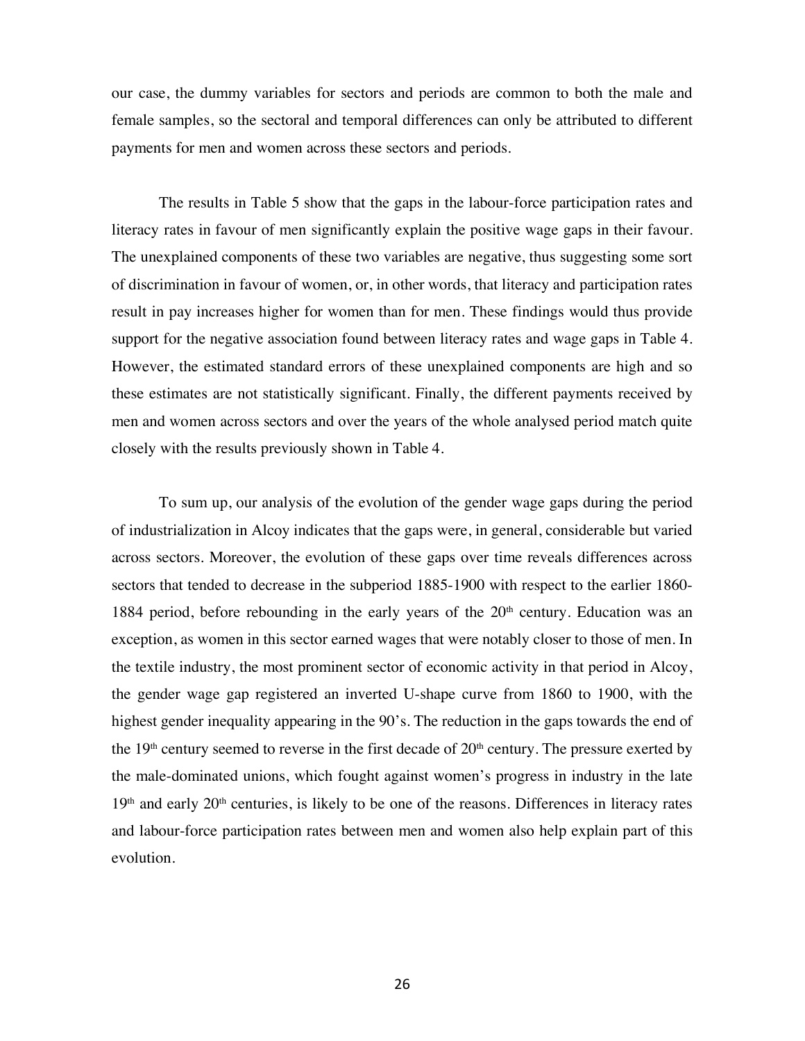our case, the dummy variables for sectors and periods are common to both the male and female samples, so the sectoral and temporal differences can only be attributed to different payments for men and women across these sectors and periods.

The results in Table 5 show that the gaps in the labour-force participation rates and literacy rates in favour of men significantly explain the positive wage gaps in their favour. The unexplained components of these two variables are negative, thus suggesting some sort of discrimination in favour of women, or, in other words, that literacy and participation rates result in pay increases higher for women than for men. These findings would thus provide support for the negative association found between literacy rates and wage gaps in Table 4. However, the estimated standard errors of these unexplained components are high and so these estimates are not statistically significant. Finally, the different payments received by men and women across sectors and over the years of the whole analysed period match quite closely with the results previously shown in Table 4.

To sum up, our analysis of the evolution of the gender wage gaps during the period of industrialization in Alcoy indicates that the gaps were, in general, considerable but varied across sectors. Moreover, the evolution of these gaps over time reveals differences across sectors that tended to decrease in the subperiod 1885-1900 with respect to the earlier 1860-1884 period, before rebounding in the early years of the 20th century. Education was an exception, as women in this sector earned wages that were notably closer to those of men. In the textile industry, the most prominent sector of economic activity in that period in Alcoy, the gender wage gap registered an inverted U-shape curve from 1860 to 1900, with the highest gender inequality appearing in the 90's. The reduction in the gaps towards the end of the 19th century seemed to reverse in the first decade of 20th century. The pressure exerted by the male-dominated unions, which fought against women's progress in industry in the late 19th and early 20th centuries, is likely to be one of the reasons. Differences in literacy rates and labour-force participation rates between men and women also help explain part of this evolution.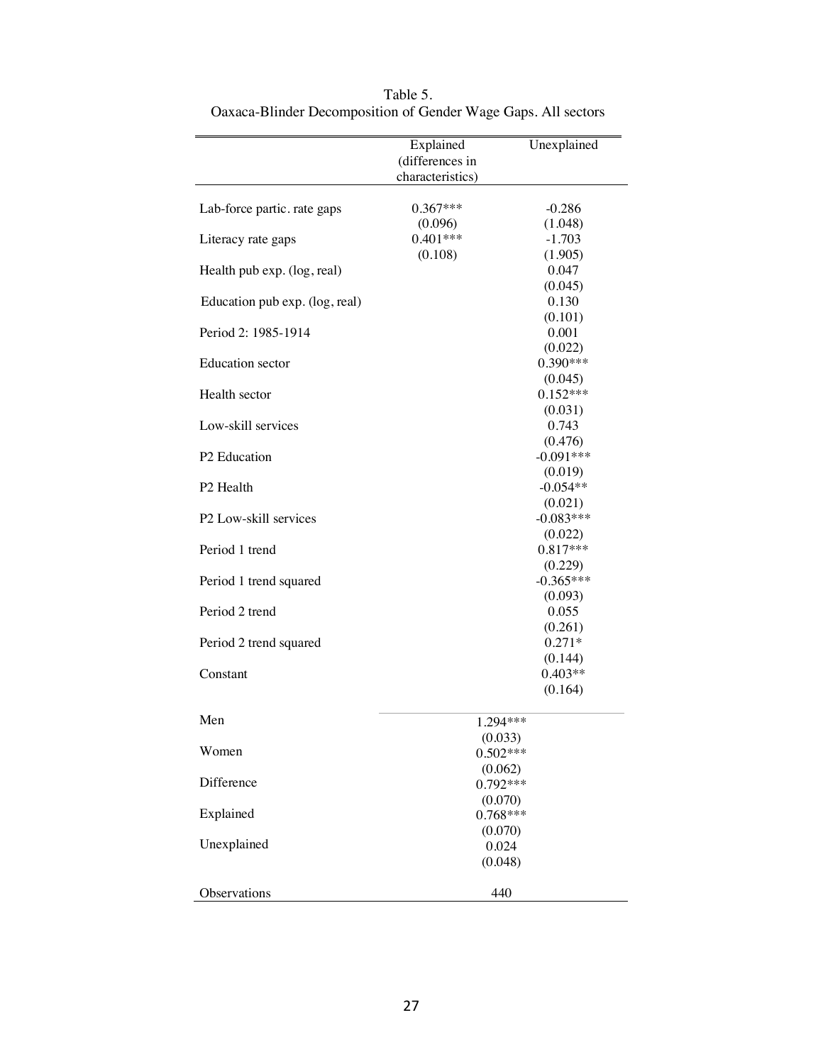Table 5.
Oaxaca-Blinder Decomposition of Gender Wage Gaps. All sectors

| | Explained (differences in characteristics) | Unexplained |
|---|---|---|
| Lab-force partic. rate gaps | 0.367*** | -0.286 |
| | (0.096) | (1.048) |
| Literacy rate gaps | 0.401*** | -1.703 |
| | (0.108) | (1.905) |
| Health pub exp. (log, real) | | 0.047 |
| | | (0.045) |
| Education pub exp. (log, real) | | 0.130 |
| | | (0.101) |
| Period 2: 1985-1914 | | 0.001 |
| | | (0.022) |
| Education sector | | 0.390*** |
| | | (0.045) |
| Health sector | | 0.152*** |
| | | (0.031) |
| Low-skill services | | 0.743 |
| | | (0.476) |
| P2 Education | | -0.091*** |
| | | (0.019) |
| P2 Health | | -0.054** |
| | | (0.021) |
| P2 Low-skill services | | -0.083*** |
| | | (0.022) |
| Period 1 trend | | 0.817*** |
| | | (0.229) |
| Period 1 trend squared | | -0.365*** |
| | | (0.093) |
| Period 2 trend | | 0.055 |
| | | (0.261) |
| Period 2 trend squared | | 0.271* |
| | | (0.144) |
| Constant | | 0.403** |
| | | (0.164) |
| Men | 1.294*** | |
| | (0.033) | |
| Women | 0.502*** | |
| | (0.062) | |
| Difference | 0.792*** | |
| | (0.070) | |
| Explained | 0.768*** | |
| | (0.070) | |
| Unexplained | 0.024 | |
| | (0.048) | |
| Observations | 440 | |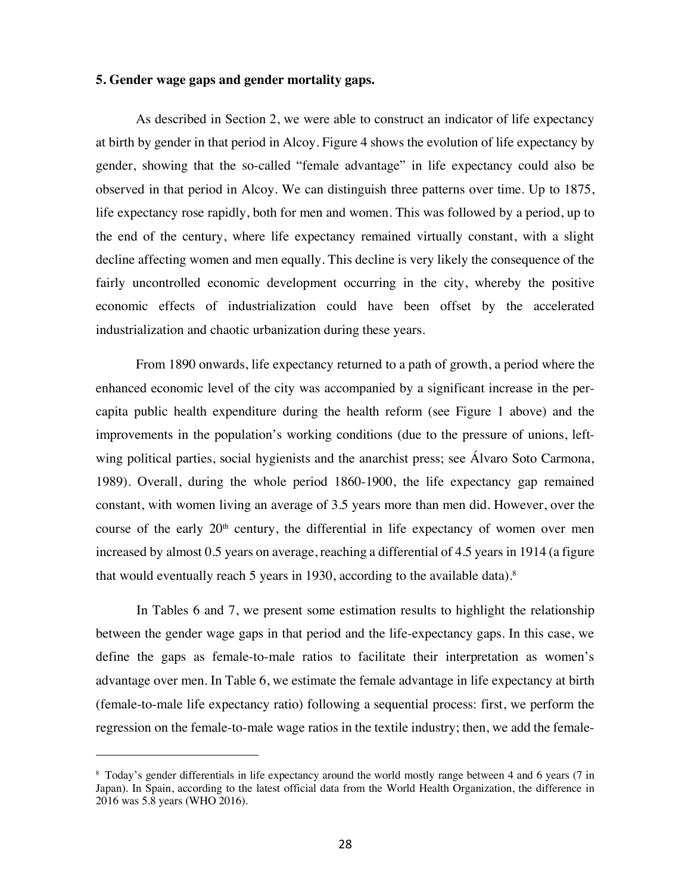## 5. Gender wage gaps and gender mortality gaps.

As described in Section 2, we were able to construct an indicator of life expectancy at birth by gender in that period in Alcoy. Figure 4 shows the evolution of life expectancy by gender, showing that the so-called "female advantage" in life expectancy could also be observed in that period in Alcoy. We can distinguish three patterns over time. Up to 1875, life expectancy rose rapidly, both for men and women. This was followed by a period, up to the end of the century, where life expectancy remained virtually constant, with a slight decline affecting women and men equally. This decline is very likely the consequence of the fairly uncontrolled economic development occurring in the city, whereby the positive economic effects of industrialization could have been offset by the accelerated industrialization and chaotic urbanization during these years.

From 1890 onwards, life expectancy returned to a path of growth, a period where the enhanced economic level of the city was accompanied by a significant increase in the per-capita public health expenditure during the health reform (see Figure 1 above) and the improvements in the population's working conditions (due to the pressure of unions, left-wing political parties, social hygienists and the anarchist press; see Álvaro Soto Carmona, 1989). Overall, during the whole period 1860-1900, the life expectancy gap remained constant, with women living an average of 3.5 years more than men did. However, over the course of the early 20th century, the differential in life expectancy of women over men increased by almost 0.5 years on average, reaching a differential of 4.5 years in 1914 (a figure that would eventually reach 5 years in 1930, according to the available data).[8]

In Tables 6 and 7, we present some estimation results to highlight the relationship between the gender wage gaps in that period and the life-expectancy gaps. In this case, we define the gaps as female-to-male ratios to facilitate their interpretation as women's advantage over men. In Table 6, we estimate the female advantage in life expectancy at birth (female-to-male life expectancy ratio) following a sequential process: first, we perform the regression on the female-to-male wage ratios in the textile industry; then, we add the female-

[8] Today's gender differentials in life expectancy around the world mostly range between 4 and 6 years (7 in Japan). In Spain, according to the latest official data from the World Health Organization, the difference in 2016 was 5.8 years (WHO 2016).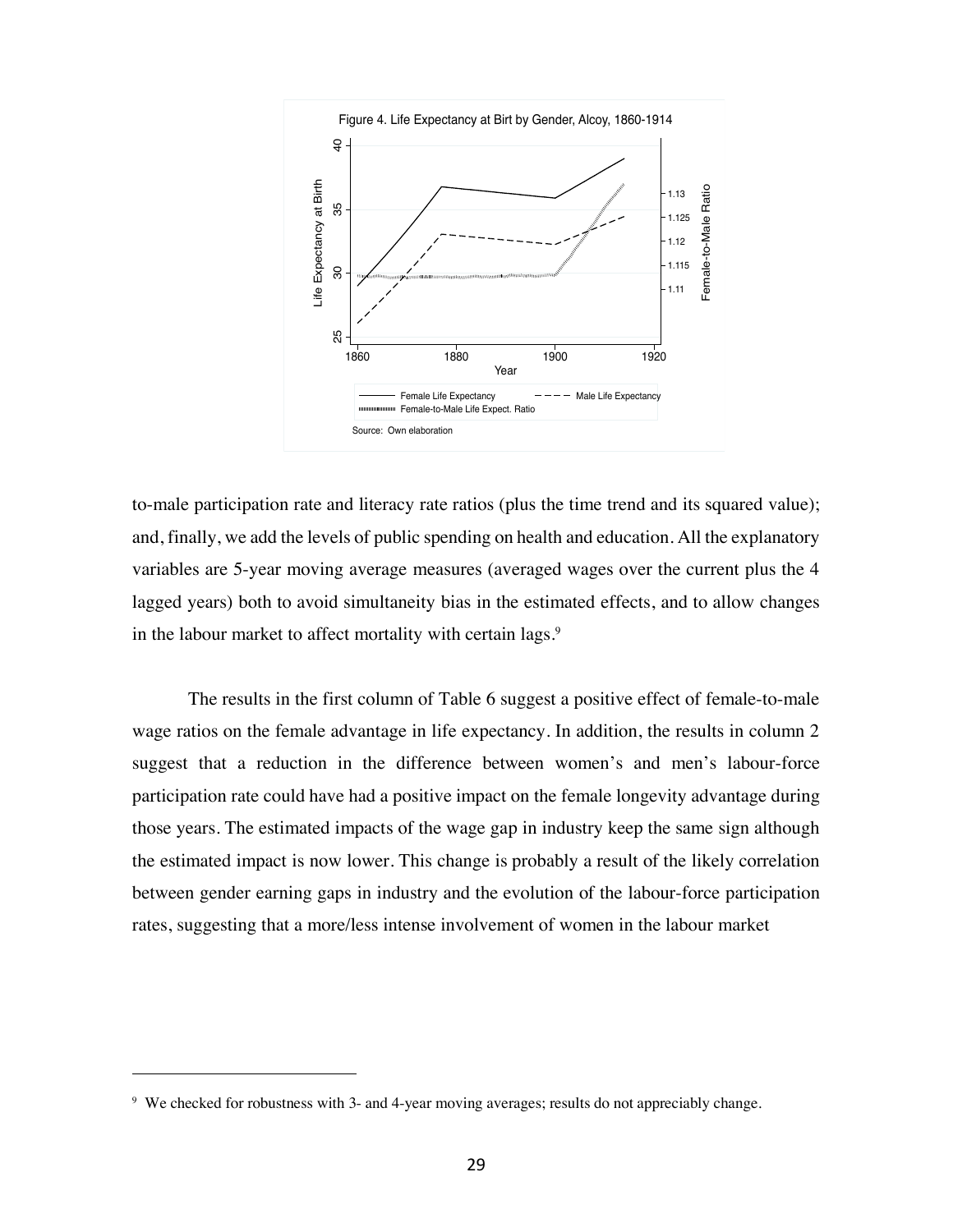Figure 4. Life Expectancy at Birt by Gender, Alcoy, 1860-1914

Source: Own elaboration

to-male participation rate and literacy rate ratios (plus the time trend and its squared value); and, finally, we add the levels of public spending on health and education. All the explanatory variables are 5-year moving average measures (averaged wages over the current plus the 4 lagged years) both to avoid simultaneity bias in the estimated effects, and to allow changes in the labour market to affect mortality with certain lags.[9]

The results in the first column of Table 6 suggest a positive effect of female-to-male wage ratios on the female advantage in life expectancy. In addition, the results in column 2 suggest that a reduction in the difference between women's and men's labour-force participation rate could have had a positive impact on the female longevity advantage during those years. The estimated impacts of the wage gap in industry keep the same sign although the estimated impact is now lower. This change is probably a result of the likely correlation between gender earning gaps in industry and the evolution of the labour-force participation rates, suggesting that a more/less intense involvement of women in the labour market

[9] We checked for robustness with 3- and 4-year moving averages; results do not appreciably change.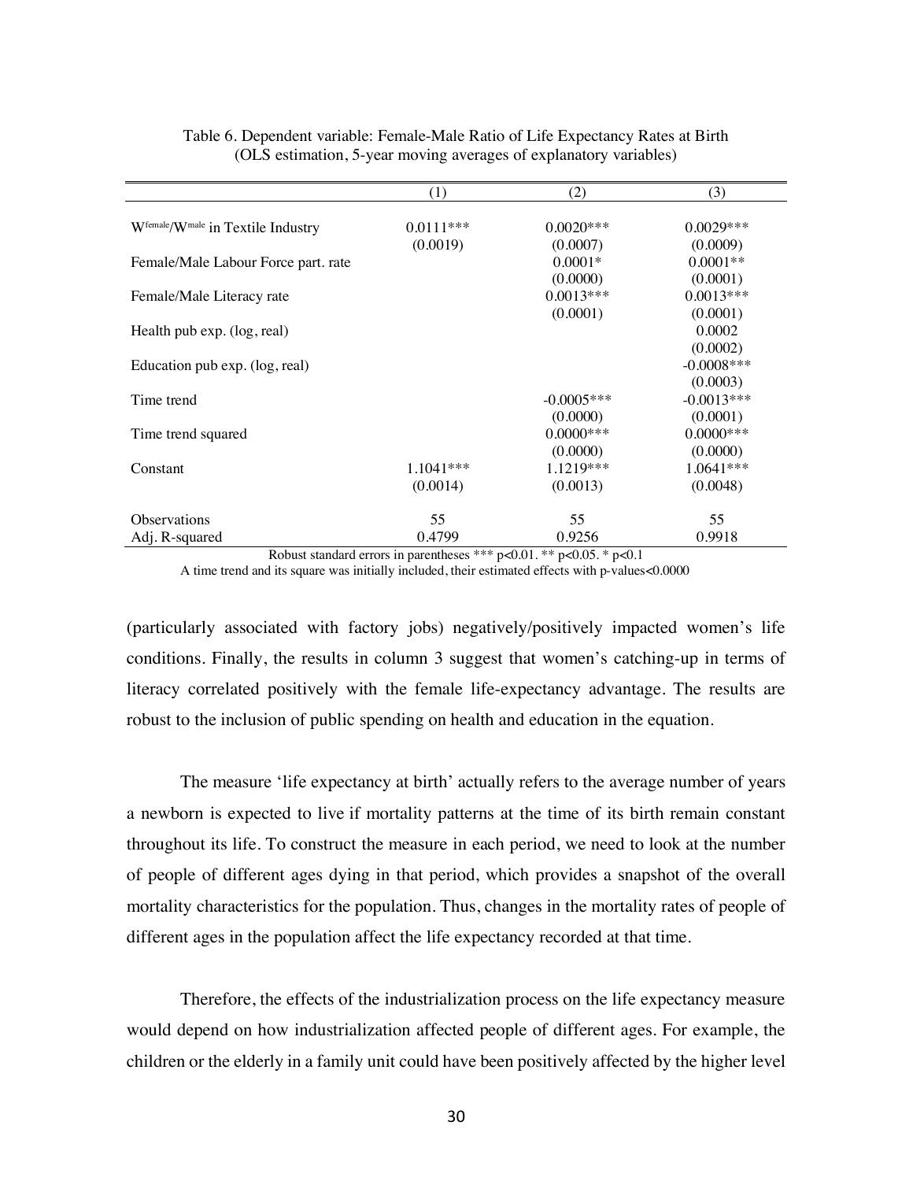Table 6. Dependent variable: Female-Male Ratio of Life Expectancy Rates at Birth (OLS estimation, 5-year moving averages of explanatory variables)

| | (1) | (2) | (3) |
|---|---|---|---|
| $W^{female}/W^{male}$ in Textile Industry | 0.0111*** | 0.0020*** | 0.0029*** |
| | (0.0019) | (0.0007) | (0.0009) |
| Female/Male Labour Force part. rate | | 0.0001* | 0.0001** |
| | | (0.0000) | (0.0001) |
| Female/Male Literacy rate | | 0.0013*** | 0.0013*** |
| | | (0.0001) | (0.0001) |
| Health pub exp. (log, real) | | | 0.0002 |
| | | | (0.0002) |
| Education pub exp. (log, real) | | | -0.0008*** |
| | | | (0.0003) |
| Time trend | | -0.0005*** | -0.0013*** |
| | | (0.0000) | (0.0001) |
| Time trend squared | | 0.0000*** | 0.0000*** |
| | | (0.0000) | (0.0000) |
| Constant | 1.1041*** | 1.1219*** | 1.0641*** |
| | (0.0014) | (0.0013) | (0.0048) |
| Observations | 55 | 55 | 55 |
| Adj. R-squared | 0.4799 | 0.9256 | 0.9918 |

Robust standard errors in parentheses *** p<0.01. ** p<0.05. * p<0.1

A time trend and its square was initially included, their estimated effects with p-values<0.0000

(particularly associated with factory jobs) negatively/positively impacted women's life conditions. Finally, the results in column 3 suggest that women's catching-up in terms of literacy correlated positively with the female life-expectancy advantage. The results are robust to the inclusion of public spending on health and education in the equation.

The measure 'life expectancy at birth' actually refers to the average number of years a newborn is expected to live if mortality patterns at the time of its birth remain constant throughout its life. To construct the measure in each period, we need to look at the number of people of different ages dying in that period, which provides a snapshot of the overall mortality characteristics for the population. Thus, changes in the mortality rates of people of different ages in the population affect the life expectancy recorded at that time.

Therefore, the effects of the industrialization process on the life expectancy measure would depend on how industrialization affected people of different ages. For example, the children or the elderly in a family unit could have been positively affected by the higher level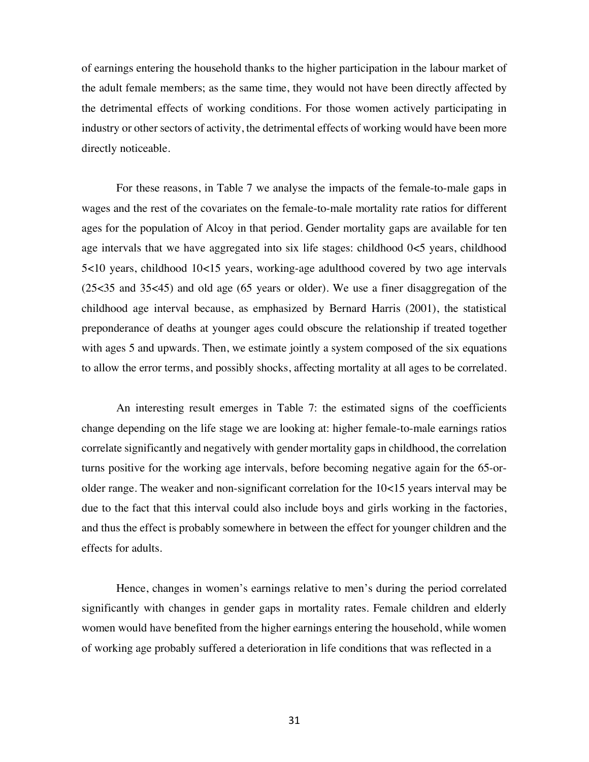of earnings entering the household thanks to the higher participation in the labour market of the adult female members; as the same time, they would not have been directly affected by the detrimental effects of working conditions. For those women actively participating in industry or other sectors of activity, the detrimental effects of working would have been more directly noticeable.

For these reasons, in Table 7 we analyse the impacts of the female-to-male gaps in wages and the rest of the covariates on the female-to-male mortality rate ratios for different ages for the population of Alcoy in that period. Gender mortality gaps are available for ten age intervals that we have aggregated into six life stages: childhood 0<5 years, childhood 5<10 years, childhood 10<15 years, working-age adulthood covered by two age intervals (25<35 and 35<45) and old age (65 years or older). We use a finer disaggregation of the childhood age interval because, as emphasized by Bernard Harris (2001), the statistical preponderance of deaths at younger ages could obscure the relationship if treated together with ages 5 and upwards. Then, we estimate jointly a system composed of the six equations to allow the error terms, and possibly shocks, affecting mortality at all ages to be correlated.

An interesting result emerges in Table 7: the estimated signs of the coefficients change depending on the life stage we are looking at: higher female-to-male earnings ratios correlate significantly and negatively with gender mortality gaps in childhood, the correlation turns positive for the working age intervals, before becoming negative again for the 65-or-older range. The weaker and non-significant correlation for the 10<15 years interval may be due to the fact that this interval could also include boys and girls working in the factories, and thus the effect is probably somewhere in between the effect for younger children and the effects for adults.

Hence, changes in women's earnings relative to men's during the period correlated significantly with changes in gender gaps in mortality rates. Female children and elderly women would have benefited from the higher earnings entering the household, while women of working age probably suffered a deterioration in life conditions that was reflected in a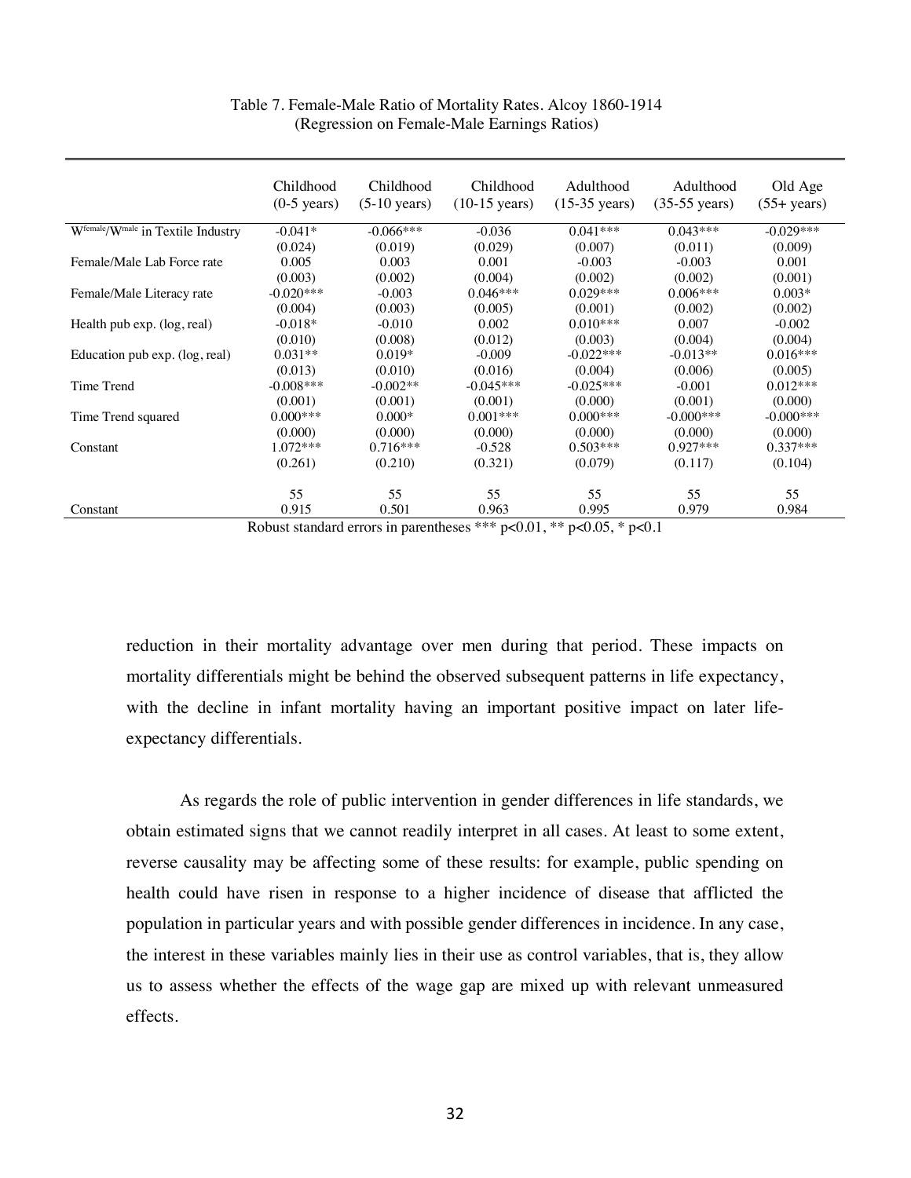Table 7. Female-Male Ratio of Mortality Rates. Alcoy 1860-1914
(Regression on Female-Male Earnings Ratios)

| | Childhood (0-5 years) | Childhood (5-10 years) | Childhood (10-15 years) | Adulthood (15-35 years) | Adulthood (35-55 years) | Old Age (55+ years) |
|---|---|---|---|---|---|---|
| $W^{female}/W^{male}$ in Textile Industry | -0.041* | -0.066*** | -0.036 | 0.041*** | 0.043*** | -0.029*** |
| | (0.024) | (0.019) | (0.029) | (0.007) | (0.011) | (0.009) |
| Female/Male Lab Force rate | 0.005 | 0.003 | 0.001 | -0.003 | -0.003 | 0.001 |
| | (0.003) | (0.002) | (0.004) | (0.002) | (0.002) | (0.001) |
| Female/Male Literacy rate | -0.020*** | -0.003 | 0.046*** | 0.029*** | 0.006*** | 0.003* |
| | (0.004) | (0.003) | (0.005) | (0.001) | (0.002) | (0.002) |
| Health pub exp. (log, real) | -0.018* | -0.010 | 0.002 | 0.010*** | 0.007 | -0.002 |
| | (0.010) | (0.008) | (0.012) | (0.003) | (0.004) | (0.004) |
| Education pub exp. (log, real) | 0.031** | 0.019* | -0.009 | -0.022*** | -0.013** | 0.016*** |
| | (0.013) | (0.010) | (0.016) | (0.004) | (0.006) | (0.005) |
| Time Trend | -0.008*** | -0.002** | -0.045*** | -0.025*** | -0.001 | 0.012*** |
| | (0.001) | (0.001) | (0.001) | (0.000) | (0.001) | (0.000) |
| Time Trend squared | 0.000*** | 0.000* | 0.001*** | 0.000*** | -0.000*** | -0.000*** |
| | (0.000) | (0.000) | (0.000) | (0.000) | (0.000) | (0.000) |
| Constant | 1.072*** | 0.716*** | -0.528 | 0.503*** | 0.927*** | 0.337*** |
| | (0.261) | (0.210) | (0.321) | (0.079) | (0.117) | (0.104) |
| | 55 | 55 | 55 | 55 | 55 | 55 |
| Constant | 0.915 | 0.501 | 0.963 | 0.995 | 0.979 | 0.984 |

Robust standard errors in parentheses *** $p<0.01$, ** $p<0.05$, * $p<0.1$

reduction in their mortality advantage over men during that period. These impacts on mortality differentials might be behind the observed subsequent patterns in life expectancy, with the decline in infant mortality having an important positive impact on later life-expectancy differentials.

As regards the role of public intervention in gender differences in life standards, we obtain estimated signs that we cannot readily interpret in all cases. At least to some extent, reverse causality may be affecting some of these results: for example, public spending on health could have risen in response to a higher incidence of disease that afflicted the population in particular years and with possible gender differences in incidence. In any case, the interest in these variables mainly lies in their use as control variables, that is, they allow us to assess whether the effects of the wage gap are mixed up with relevant unmeasured effects.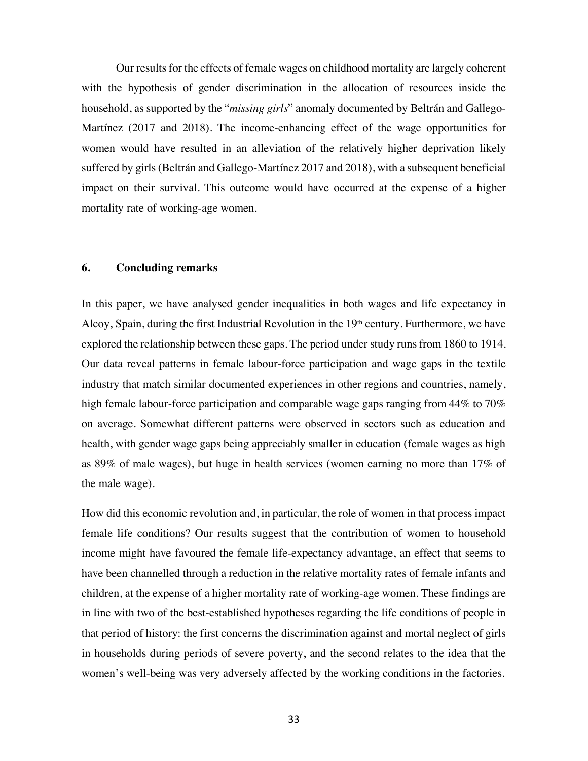Our results for the effects of female wages on childhood mortality are largely coherent with the hypothesis of gender discrimination in the allocation of resources inside the household, as supported by the "*missing girls*" anomaly documented by Beltrán and Gallego-Martínez (2017 and 2018). The income-enhancing effect of the wage opportunities for women would have resulted in an alleviation of the relatively higher deprivation likely suffered by girls (Beltrán and Gallego-Martínez 2017 and 2018), with a subsequent beneficial impact on their survival. This outcome would have occurred at the expense of a higher mortality rate of working-age women.

## 6. Concluding remarks

In this paper, we have analysed gender inequalities in both wages and life expectancy in Alcoy, Spain, during the first Industrial Revolution in the 19th century. Furthermore, we have explored the relationship between these gaps. The period under study runs from 1860 to 1914. Our data reveal patterns in female labour-force participation and wage gaps in the textile industry that match similar documented experiences in other regions and countries, namely, high female labour-force participation and comparable wage gaps ranging from 44% to 70% on average. Somewhat different patterns were observed in sectors such as education and health, with gender wage gaps being appreciably smaller in education (female wages as high as 89% of male wages), but huge in health services (women earning no more than 17% of the male wage).

How did this economic revolution and, in particular, the role of women in that process impact female life conditions? Our results suggest that the contribution of women to household income might have favoured the female life-expectancy advantage, an effect that seems to have been channelled through a reduction in the relative mortality rates of female infants and children, at the expense of a higher mortality rate of working-age women. These findings are in line with two of the best-established hypotheses regarding the life conditions of people in that period of history: the first concerns the discrimination against and mortal neglect of girls in households during periods of severe poverty, and the second relates to the idea that the women's well-being was very adversely affected by the working conditions in the factories.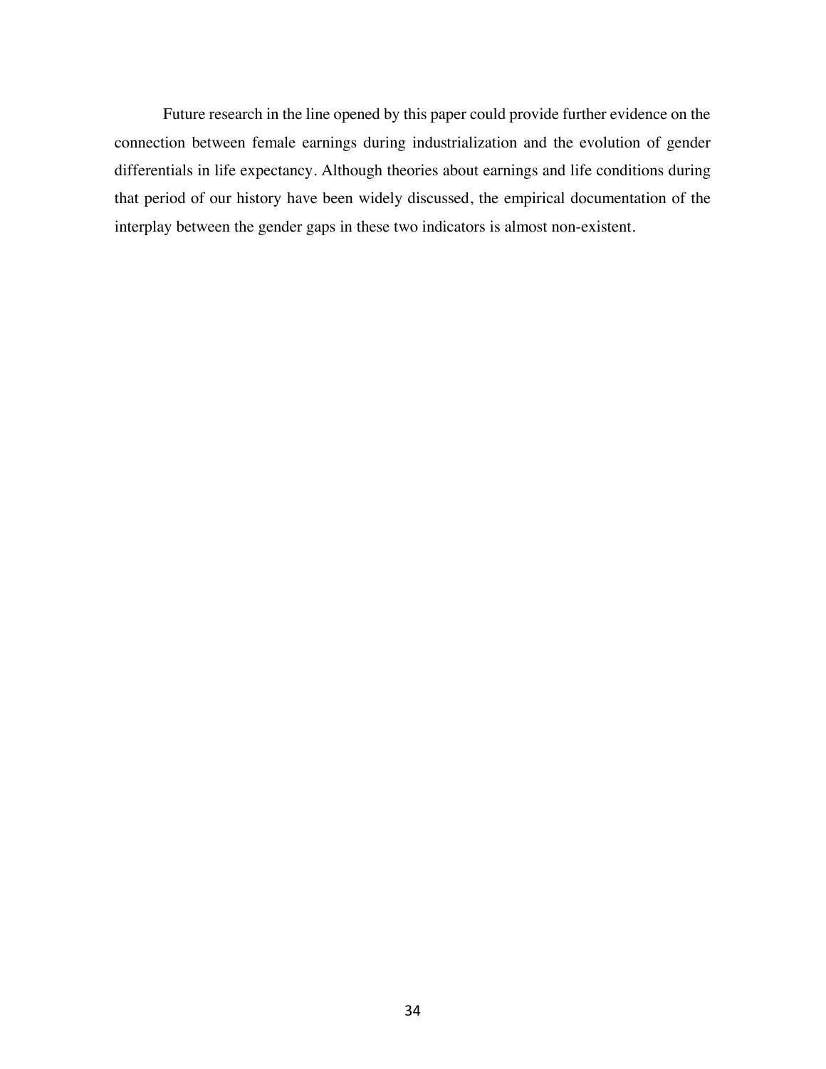Future research in the line opened by this paper could provide further evidence on the connection between female earnings during industrialization and the evolution of gender differentials in life expectancy. Although theories about earnings and life conditions during that period of our history have been widely discussed, the empirical documentation of the interplay between the gender gaps in these two indicators is almost non-existent.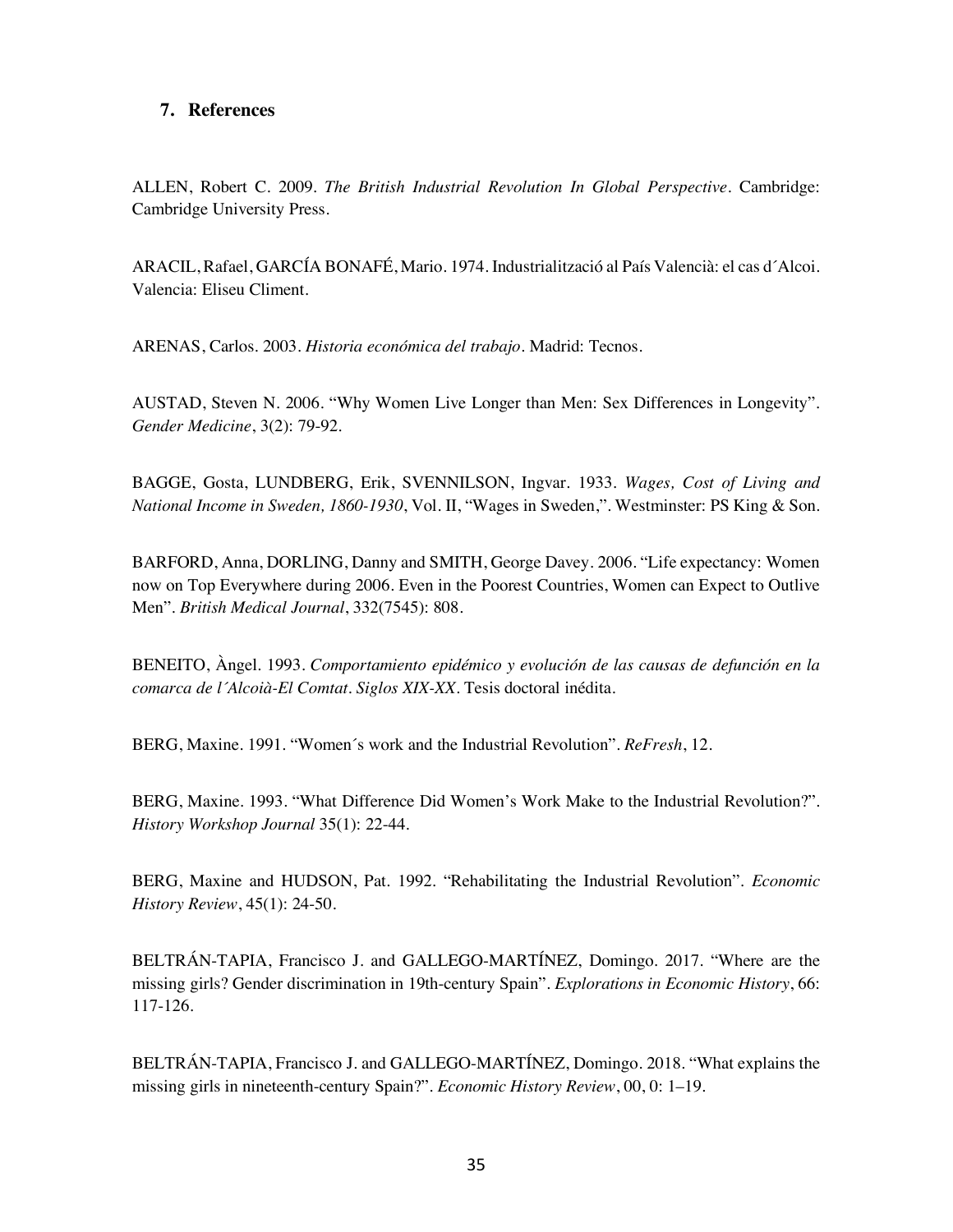## 7. References

ALLEN, Robert C. 2009. *The British Industrial Revolution In Global Perspective*. Cambridge: Cambridge University Press.

ARACIL, Rafael, GARCÍA BONAFÉ, Mario. 1974. Industrialització al País Valencià: el cas d´Alcoi. Valencia: Eliseu Climent.

ARENAS, Carlos. 2003. *Historia económica del trabajo*. Madrid: Tecnos.

AUSTAD, Steven N. 2006. "Why Women Live Longer than Men: Sex Differences in Longevity". *Gender Medicine*, 3(2): 79-92.

BAGGE, Gosta, LUNDBERG, Erik, SVENNILSON, Ingvar. 1933. *Wages, Cost of Living and National Income in Sweden, 1860-1930*, Vol. II, "Wages in Sweden,". Westminster: PS King & Son.

BARFORD, Anna, DORLING, Danny and SMITH, George Davey. 2006. "Life expectancy: Women now on Top Everywhere during 2006. Even in the Poorest Countries, Women can Expect to Outlive Men". *British Medical Journal*, 332(7545): 808.

BENEITO, Àngel. 1993. *Comportamiento epidémico y evolución de las causas de defunción en la comarca de l´Alcoià-El Comtat. Siglos XIX-XX*. Tesis doctoral inédita.

BERG, Maxine. 1991. "Women´s work and the Industrial Revolution". *ReFresh*, 12.

BERG, Maxine. 1993. "What Difference Did Women's Work Make to the Industrial Revolution?". *History Workshop Journal* 35(1): 22-44.

BERG, Maxine and HUDSON, Pat. 1992. "Rehabilitating the Industrial Revolution". *Economic History Review*, 45(1): 24-50.

BELTRÁN-TAPIA, Francisco J. and GALLEGO-MARTÍNEZ, Domingo. 2017. "Where are the missing girls? Gender discrimination in 19th-century Spain". *Explorations in Economic History*, 66: 117-126.

BELTRÁN-TAPIA, Francisco J. and GALLEGO-MARTÍNEZ, Domingo. 2018. "What explains the missing girls in nineteenth-century Spain?". *Economic History Review*, 00, 0: 1–19.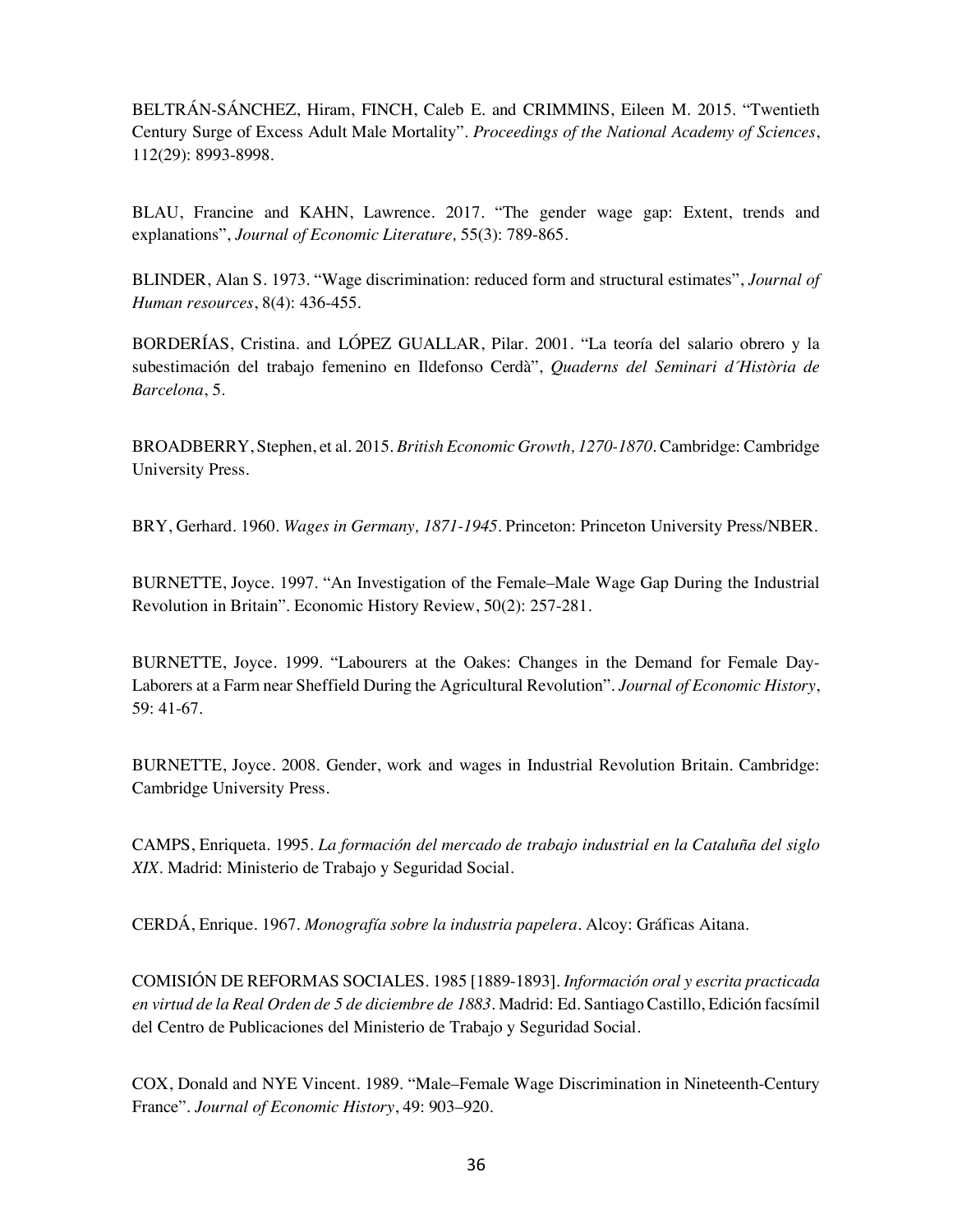BELTRÁN-SÁNCHEZ, Hiram, FINCH, Caleb E. and CRIMMINS, Eileen M. 2015. "Twentieth Century Surge of Excess Adult Male Mortality". *Proceedings of the National Academy of Sciences*, 112(29): 8993-8998.

BLAU, Francine and KAHN, Lawrence. 2017. "The gender wage gap: Extent, trends and explanations", *Journal of Economic Literature,* 55(3): 789-865.

BLINDER, Alan S. 1973. "Wage discrimination: reduced form and structural estimates", *Journal of Human resources*, 8(4): 436-455.

BORDERÍAS, Cristina. and LÓPEZ GUALLAR, Pilar. 2001. "La teoría del salario obrero y la subestimación del trabajo femenino en Ildefonso Cerdà", *Quaderns del Seminari d´Història de Barcelona*, 5.

BROADBERRY, Stephen, et al. 2015. *British Economic Growth, 1270-1870*. Cambridge: Cambridge University Press.

BRY, Gerhard. 1960. *Wages in Germany, 1871-1945*. Princeton: Princeton University Press/NBER.

BURNETTE, Joyce. 1997. "An Investigation of the Female–Male Wage Gap During the Industrial Revolution in Britain". Economic History Review, 50(2): 257-281.

BURNETTE, Joyce. 1999. "Labourers at the Oakes: Changes in the Demand for Female Day-Laborers at a Farm near Sheffield During the Agricultural Revolution". *Journal of Economic History*, 59: 41-67.

BURNETTE, Joyce. 2008. Gender, work and wages in Industrial Revolution Britain. Cambridge: Cambridge University Press.

CAMPS, Enriqueta. 1995. *La formación del mercado de trabajo industrial en la Cataluña del siglo XIX*. Madrid: Ministerio de Trabajo y Seguridad Social.

CERDÁ, Enrique. 1967. *Monografía sobre la industria papelera*. Alcoy: Gráficas Aitana.

COMISIÓN DE REFORMAS SOCIALES. 1985 [1889-1893]. *Información oral y escrita practicada en virtud de la Real Orden de 5 de diciembre de 1883*. Madrid: Ed. Santiago Castillo, Edición facsímil del Centro de Publicaciones del Ministerio de Trabajo y Seguridad Social.

COX, Donald and NYE Vincent. 1989. "Male–Female Wage Discrimination in Nineteenth-Century France". *Journal of Economic History*, 49: 903–920.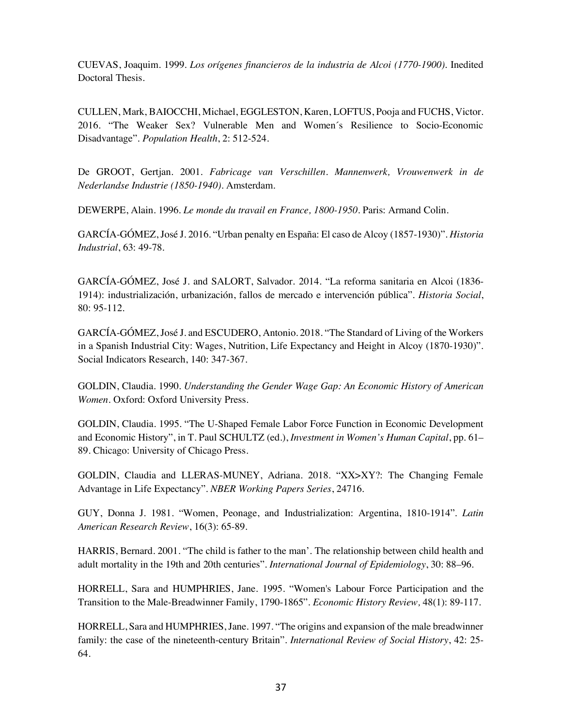CUEVAS, Joaquim. 1999. *Los orígenes financieros de la industria de Alcoi (1770-1900).* Inedited Doctoral Thesis.

CULLEN, Mark, BAIOCCHI, Michael, EGGLESTON, Karen, LOFTUS, Pooja and FUCHS, Victor. 2016. "The Weaker Sex? Vulnerable Men and Women´s Resilience to Socio-Economic Disadvantage". *Population Health*, 2: 512-524.

De GROOT, Gertjan. 2001. *Fabricage van Verschillen. Mannenwerk, Vrouwenwerk in de Nederlandse Industrie (1850-1940).* Amsterdam.

DEWERPE, Alain. 1996. *Le monde du travail en France, 1800-1950*. Paris: Armand Colin.

GARCÍA-GÓMEZ, José J. 2016. "Urban penalty en España: El caso de Alcoy (1857-1930)". *Historia Industrial*, 63: 49-78.

GARCÍA-GÓMEZ, José J. and SALORT, Salvador. 2014. "La reforma sanitaria en Alcoi (1836-1914): industrialización, urbanización, fallos de mercado e intervención pública". *Historia Social*, 80: 95-112.

GARCÍA-GÓMEZ, José J. and ESCUDERO, Antonio. 2018. "The Standard of Living of the Workers in a Spanish Industrial City: Wages, Nutrition, Life Expectancy and Height in Alcoy (1870-1930)". Social Indicators Research, 140: 347-367.

GOLDIN, Claudia. 1990. *Understanding the Gender Wage Gap: An Economic History of American Women*. Oxford: Oxford University Press.

GOLDIN, Claudia. 1995. "The U-Shaped Female Labor Force Function in Economic Development and Economic History", in T. Paul SCHULTZ (ed.), *Investment in Women's Human Capital*, pp. 61–89. Chicago: University of Chicago Press.

GOLDIN, Claudia and LLERAS-MUNEY, Adriana. 2018. "XX>XY?: The Changing Female Advantage in Life Expectancy". *NBER Working Papers Series*, 24716.

GUY, Donna J. 1981. "Women, Peonage, and Industrialization: Argentina, 1810-1914". *Latin American Research Review*, 16(3): 65-89.

HARRIS, Bernard. 2001. "The child is father to the man'. The relationship between child health and adult mortality in the 19th and 20th centuries". *International Journal of Epidemiology*, 30: 88–96.

HORRELL, Sara and HUMPHRIES, Jane. 1995. "Women's Labour Force Participation and the Transition to the Male-Breadwinner Family, 1790-1865". *Economic History Review,* 48(1): 89-117.

HORRELL, Sara and HUMPHRIES, Jane. 1997. "The origins and expansion of the male breadwinner family: the case of the nineteenth-century Britain". *International Review of Social History*, 42: 25-64.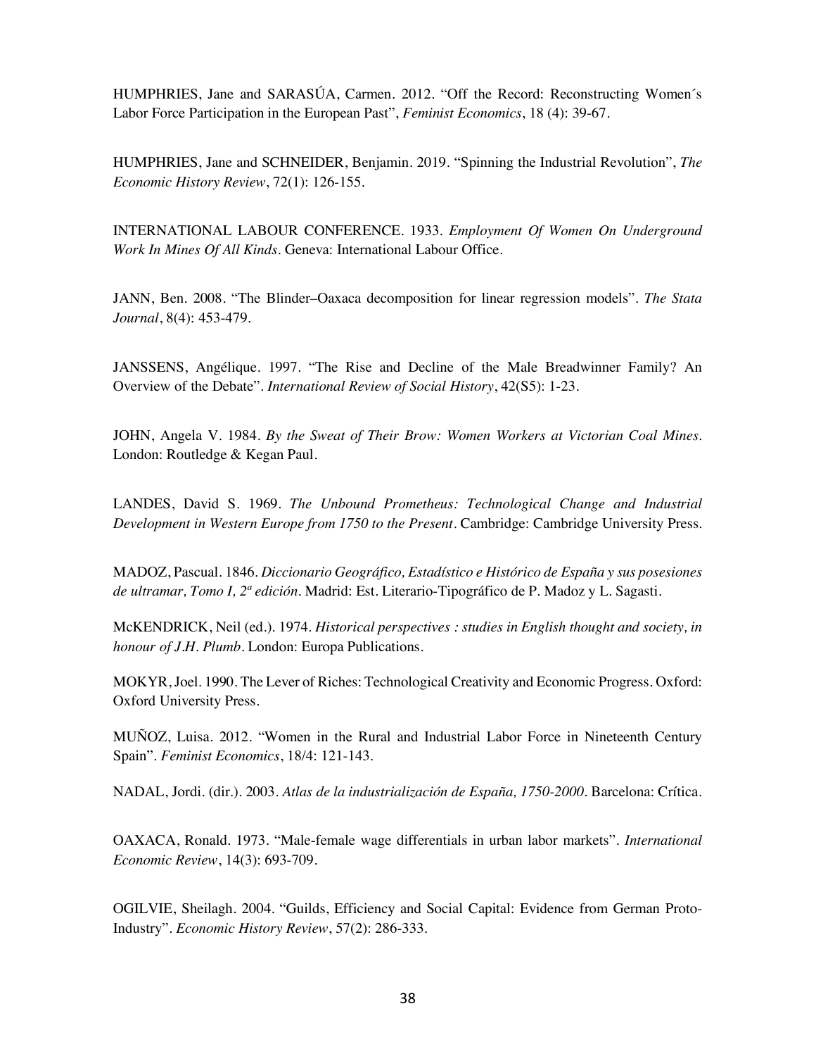HUMPHRIES, Jane and SARASÚA, Carmen. 2012. "Off the Record: Reconstructing Women´s Labor Force Participation in the European Past", *Feminist Economics*, 18 (4): 39-67.

HUMPHRIES, Jane and SCHNEIDER, Benjamin. 2019. "Spinning the Industrial Revolution", *The Economic History Review*, 72(1): 126-155.

INTERNATIONAL LABOUR CONFERENCE. 1933. *Employment Of Women On Underground Work In Mines Of All Kinds*. Geneva: International Labour Office.

JANN, Ben. 2008. "The Blinder–Oaxaca decomposition for linear regression models". *The Stata Journal*, 8(4): 453-479.

JANSSENS, Angélique. 1997. "The Rise and Decline of the Male Breadwinner Family? An Overview of the Debate". *International Review of Social History*, 42(S5): 1-23.

JOHN, Angela V. 1984. *By the Sweat of Their Brow: Women Workers at Victorian Coal Mines*. London: Routledge & Kegan Paul.

LANDES, David S. 1969. *The Unbound Prometheus: Technological Change and Industrial Development in Western Europe from 1750 to the Present*. Cambridge: Cambridge University Press.

MADOZ, Pascual. 1846. *Diccionario Geográfico, Estadístico e Histórico de España y sus posesiones de ultramar, Tomo I, 2ª edición*. Madrid: Est. Literario-Tipográfico de P. Madoz y L. Sagasti.

McKENDRICK, Neil (ed.). 1974. *Historical perspectives : studies in English thought and society, in honour of J.H. Plumb*. London: Europa Publications.

MOKYR, Joel. 1990. The Lever of Riches: Technological Creativity and Economic Progress. Oxford: Oxford University Press.

MUÑOZ, Luisa. 2012. "Women in the Rural and Industrial Labor Force in Nineteenth Century Spain". *Feminist Economics*, 18/4: 121-143.

NADAL, Jordi. (dir.). 2003. *Atlas de la industrialización de España, 1750-2000*. Barcelona: Crítica.

OAXACA, Ronald. 1973. "Male-female wage differentials in urban labor markets". *International Economic Review*, 14(3): 693-709.

OGILVIE, Sheilagh. 2004. "Guilds, Efficiency and Social Capital: Evidence from German Proto-Industry". *Economic History Review*, 57(2): 286-333.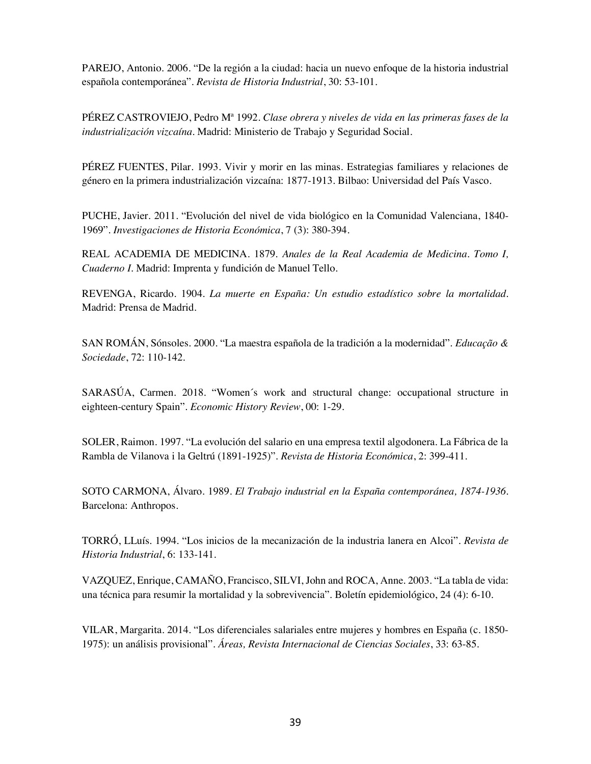PAREJO, Antonio. 2006. “De la región a la ciudad: hacia un nuevo enfoque de la historia industrial española contemporánea”. *Revista de Historia Industrial*, 30: 53-101.

PÉREZ CASTROVIEJO, Pedro Mª 1992. *Clase obrera y niveles de vida en las primeras fases de la industrialización vizcaína*. Madrid: Ministerio de Trabajo y Seguridad Social.

PÉREZ FUENTES, Pilar. 1993. Vivir y morir en las minas. Estrategias familiares y relaciones de género en la primera industrialización vizcaína: 1877-1913. Bilbao: Universidad del País Vasco.

PUCHE, Javier. 2011. “Evolución del nivel de vida biológico en la Comunidad Valenciana, 1840-1969”. *Investigaciones de Historia Económica*, 7 (3): 380-394.

REAL ACADEMIA DE MEDICINA. 1879. *Anales de la Real Academia de Medicina. Tomo I, Cuaderno I*. Madrid: Imprenta y fundición de Manuel Tello.

REVENGA, Ricardo. 1904. *La muerte en España: Un estudio estadístico sobre la mortalidad*. Madrid: Prensa de Madrid.

SAN ROMÁN, Sónsoles. 2000. “La maestra española de la tradición a la modernidad”. *Educação & Sociedade*, 72: 110-142.

SARASÚA, Carmen. 2018. “Women´s work and structural change: occupational structure in eighteen-century Spain”. *Economic History Review*, 00: 1-29.

SOLER, Raimon. 1997. “La evolución del salario en una empresa textil algodonera. La Fábrica de la Rambla de Vilanova i la Geltrú (1891-1925)”. *Revista de Historia Económica*, 2: 399-411.

SOTO CARMONA, Álvaro. 1989. *El Trabajo industrial en la España contemporánea, 1874-1936*. Barcelona: Anthropos.

TORRÓ, LLuís. 1994. “Los inicios de la mecanización de la industria lanera en Alcoi”. *Revista de Historia Industrial*, 6: 133-141.

VAZQUEZ, Enrique, CAMAÑO, Francisco, SILVI, John and ROCA, Anne. 2003. “La tabla de vida: una técnica para resumir la mortalidad y la sobrevivencia”. Boletín epidemiológico, 24 (4): 6-10.

VILAR, Margarita. 2014. “Los diferenciales salariales entre mujeres y hombres en España (c. 1850-1975): un análisis provisional”. *Áreas, Revista Internacional de Ciencias Sociales*, 33: 63-85.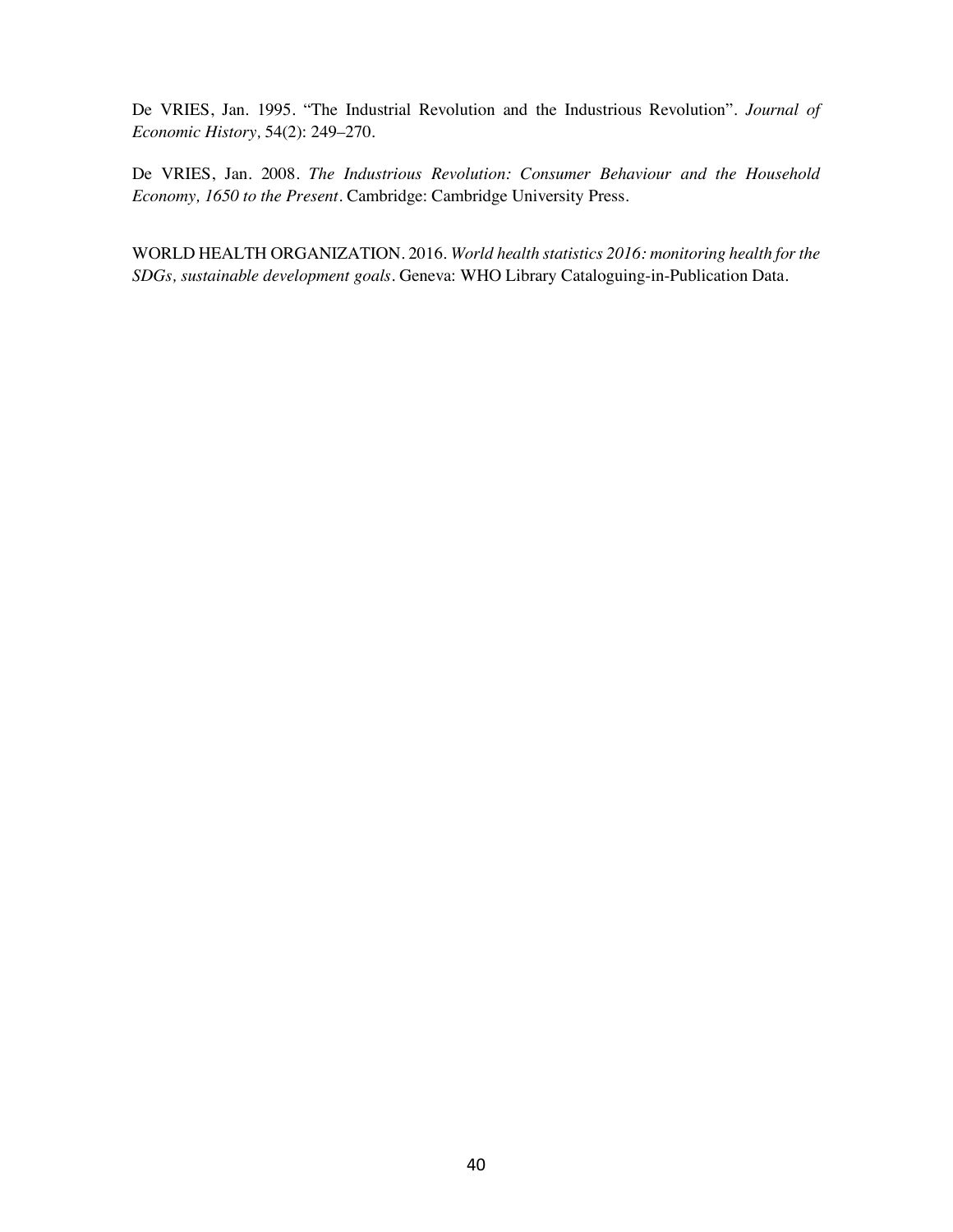De VRIES, Jan. 1995. "The Industrial Revolution and the Industrious Revolution". *Journal of Economic History*, 54(2): 249–270.

De VRIES, Jan. 2008. *The Industrious Revolution: Consumer Behaviour and the Household Economy, 1650 to the Present*. Cambridge: Cambridge University Press.

WORLD HEALTH ORGANIZATION. 2016. *World health statistics 2016: monitoring health for the SDGs, sustainable development goals*. Geneva: WHO Library Cataloguing-in-Publication Data.